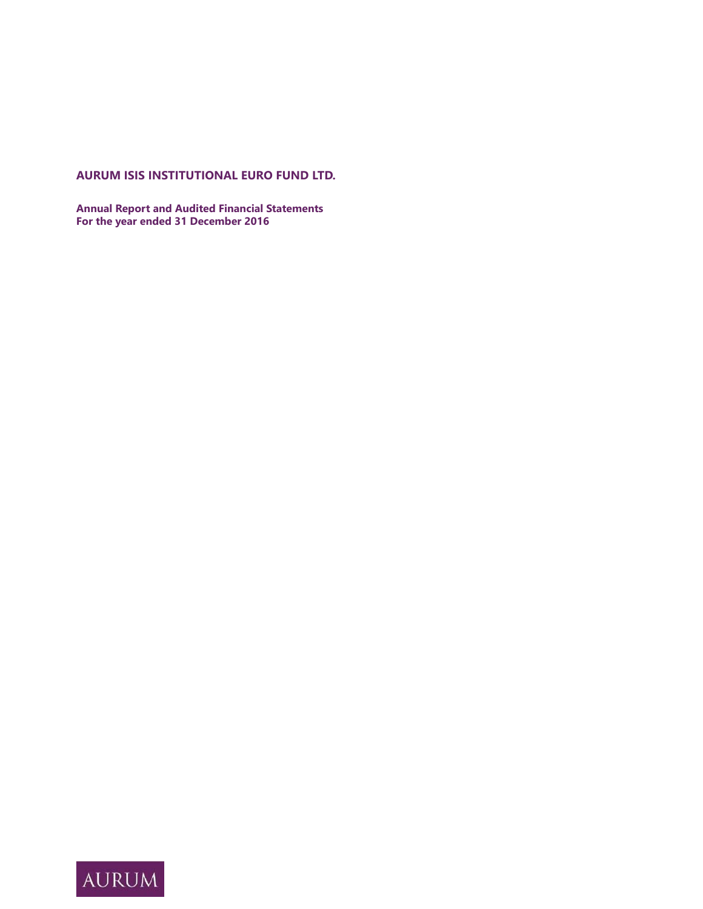# AURUM ISIS INSTITUTIONAL EURO FUND LTD.

**Annual Report and Audited Financial Statements**
**For the year ended 31 December 2016**

AURUM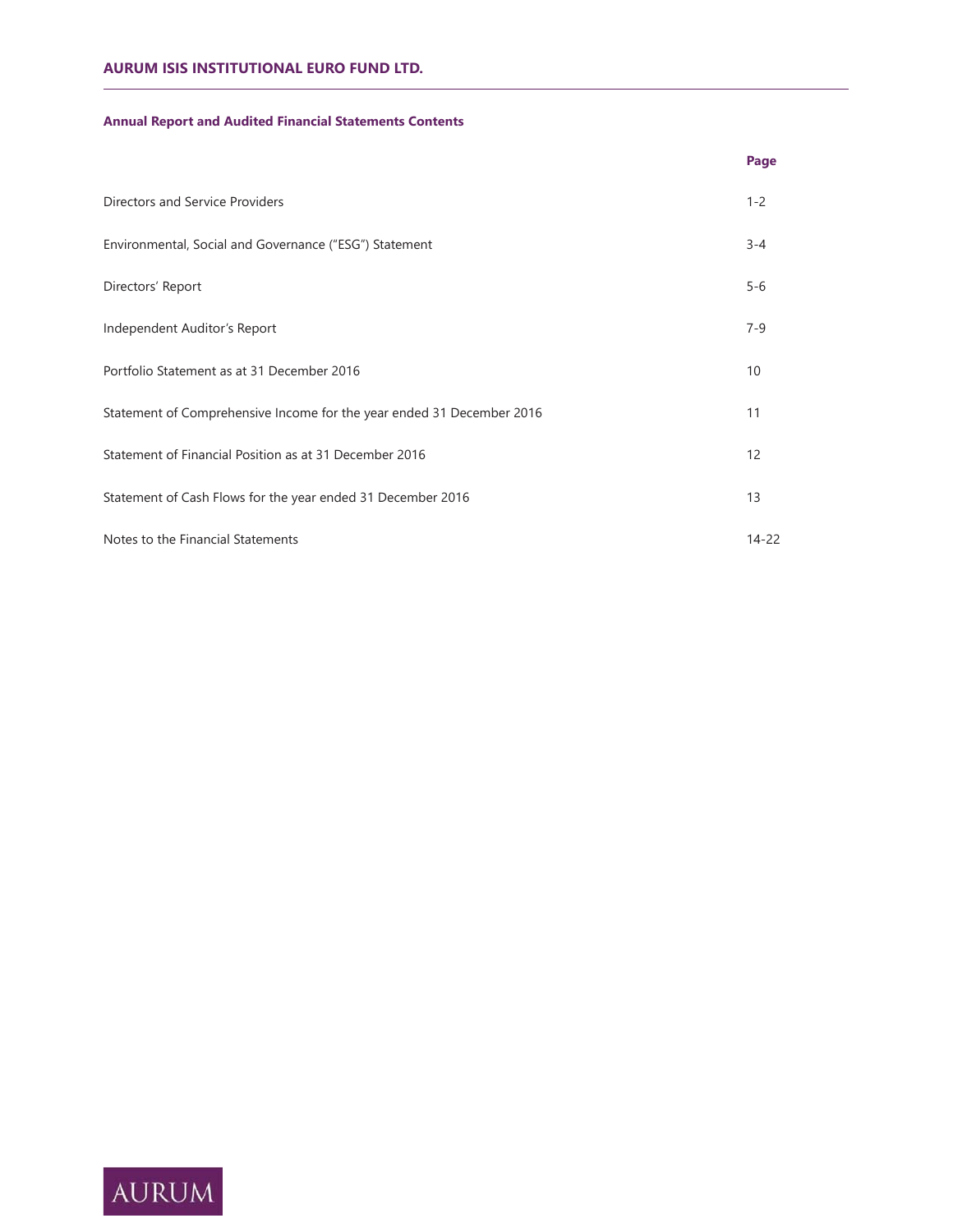# AURUM ISIS INSTITUTIONAL EURO FUND LTD.

## Annual Report and Audited Financial Statements Contents

| | Page |
|---|---|
| Directors and Service Providers | 1-2 |
| Environmental, Social and Governance ("ESG") Statement | 3-4 |
| Directors' Report | 5-6 |
| Independent Auditor's Report | 7-9 |
| Portfolio Statement as at 31 December 2016 | 10 |
| Statement of Comprehensive Income for the year ended 31 December 2016 | 11 |
| Statement of Financial Position as at 31 December 2016 | 12 |
| Statement of Cash Flows for the year ended 31 December 2016 | 13 |
| Notes to the Financial Statements | 14-22 |

AURUM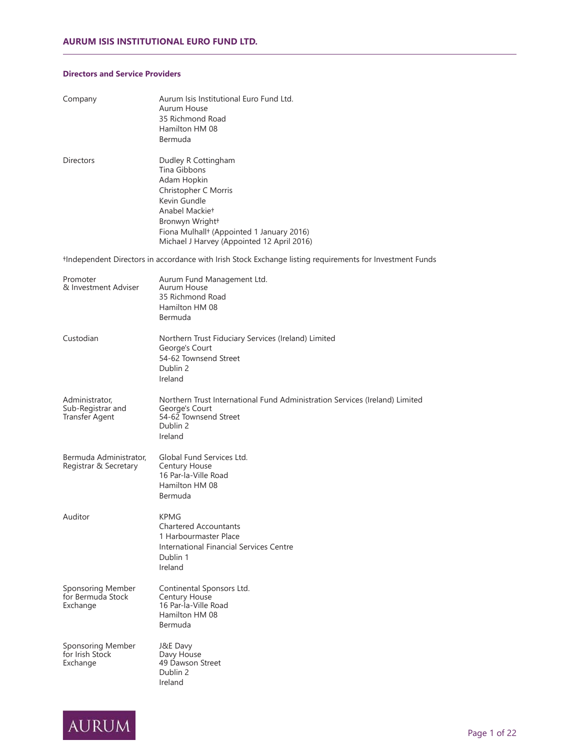**AURUM ISIS INSTITUTIONAL EURO FUND LTD.**

## Directors and Service Providers

| | |
|---|---|
| Company | Aurum Isis Institutional Euro Fund Ltd.<br>Aurum House<br>35 Richmond Road<br>Hamilton HM 08<br>Bermuda |
| Directors | Dudley R Cottingham<br>Tina Gibbons<br>Adam Hopkin<br>Christopher C Morris<br>Kevin Gundle<br>Anabel Mackie†<br>Bronwyn Wright†<br>Fiona Mulhall† (Appointed 1 January 2016)<br>Michael J Harvey (Appointed 12 April 2016) |

†Independent Directors in accordance with Irish Stock Exchange listing requirements for Investment Funds

| | |
|---|---|
| Promoter & Investment Adviser | Aurum Fund Management Ltd.<br>Aurum House<br>35 Richmond Road<br>Hamilton HM 08<br>Bermuda |
| Custodian | Northern Trust Fiduciary Services (Ireland) Limited<br>George's Court<br>54-62 Townsend Street<br>Dublin 2<br>Ireland |
| Administrator, Sub-Registrar and Transfer Agent | Northern Trust International Fund Administration Services (Ireland) Limited<br>George's Court<br>54-62 Townsend Street<br>Dublin 2<br>Ireland |
| Bermuda Administrator, Registrar & Secretary | Global Fund Services Ltd.<br>Century House<br>16 Par-la-Ville Road<br>Hamilton HM 08<br>Bermuda |
| Auditor | KPMG<br>Chartered Accountants<br>1 Harbourmaster Place<br>International Financial Services Centre<br>Dublin 1<br>Ireland |
| Sponsoring Member for Bermuda Stock Exchange | Continental Sponsors Ltd.<br>Century House<br>16 Par-la-Ville Road<br>Hamilton HM 08<br>Bermuda |
| Sponsoring Member for Irish Stock Exchange | J&E Davy<br>Davy House<br>49 Dawson Street<br>Dublin 2<br>Ireland |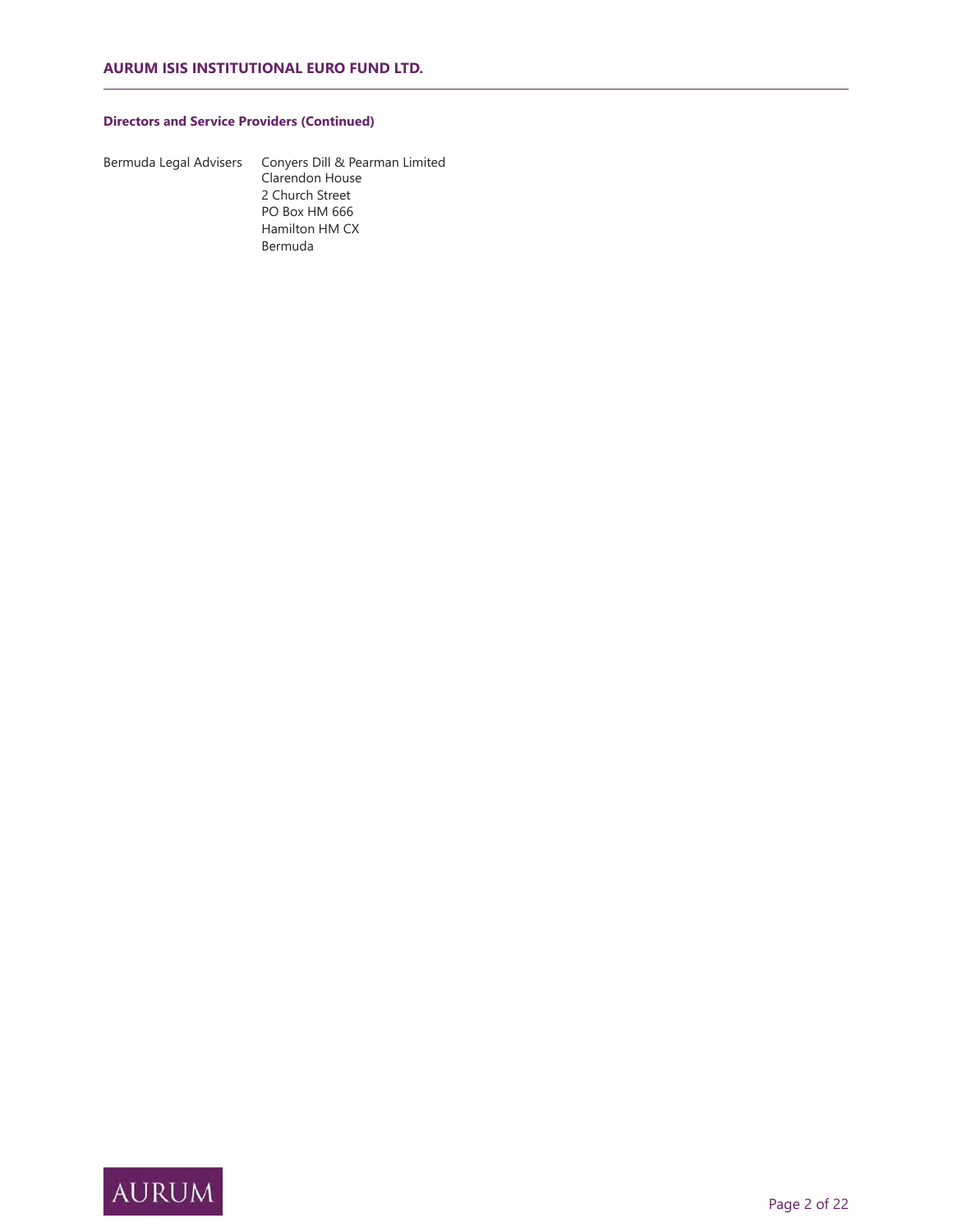**Directors and Service Providers (Continued)**

Bermuda Legal Advisers    Conyers Dill & Pearman Limited
Clarendon House
2 Church Street
PO Box HM 666
Hamilton HM CX
Bermuda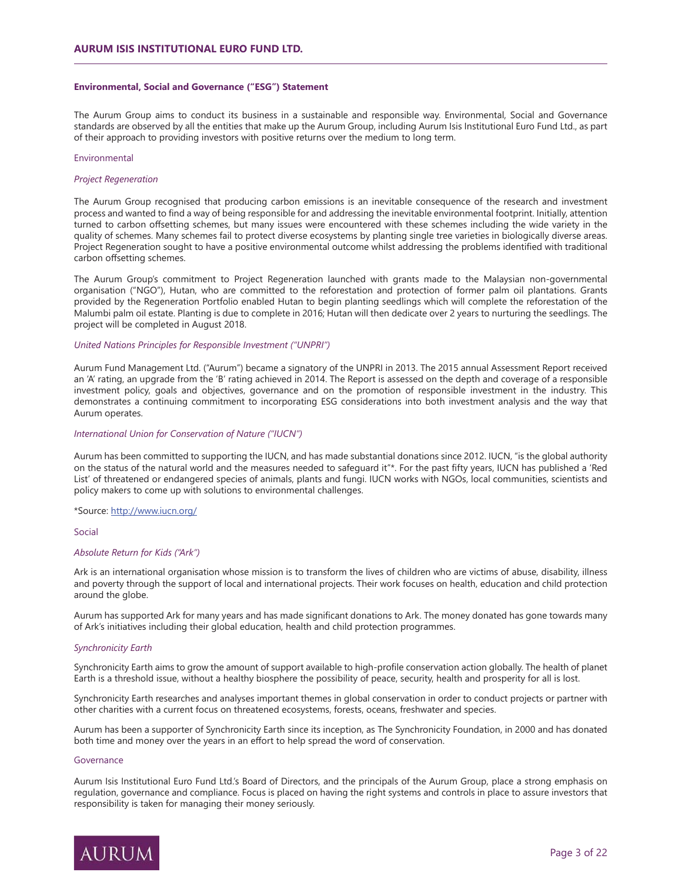## Environmental, Social and Governance ("ESG") Statement

The Aurum Group aims to conduct its business in a sustainable and responsible way. Environmental, Social and Governance standards are observed by all the entities that make up the Aurum Group, including Aurum Isis Institutional Euro Fund Ltd., as part of their approach to providing investors with positive returns over the medium to long term.

### Environmental

#### *Project Regeneration*

The Aurum Group recognised that producing carbon emissions is an inevitable consequence of the research and investment process and wanted to find a way of being responsible for and addressing the inevitable environmental footprint. Initially, attention turned to carbon offsetting schemes, but many issues were encountered with these schemes including the wide variety in the quality of schemes. Many schemes fail to protect diverse ecosystems by planting single tree varieties in biologically diverse areas. Project Regeneration sought to have a positive environmental outcome whilst addressing the problems identified with traditional carbon offsetting schemes.

The Aurum Group's commitment to Project Regeneration launched with grants made to the Malaysian non-governmental organisation ("NGO"), Hutan, who are committed to the reforestation and protection of former palm oil plantations. Grants provided by the Regeneration Portfolio enabled Hutan to begin planting seedlings which will complete the reforestation of the Malumbi palm oil estate. Planting is due to complete in 2016; Hutan will then dedicate over 2 years to nurturing the seedlings. The project will be completed in August 2018.

#### *United Nations Principles for Responsible Investment ("UNPRI")*

Aurum Fund Management Ltd. ("Aurum") became a signatory of the UNPRI in 2013. The 2015 annual Assessment Report received an 'A' rating, an upgrade from the 'B' rating achieved in 2014. The Report is assessed on the depth and coverage of a responsible investment policy, goals and objectives, governance and on the promotion of responsible investment in the industry. This demonstrates a continuing commitment to incorporating ESG considerations into both investment analysis and the way that Aurum operates.

#### *International Union for Conservation of Nature ("IUCN")*

Aurum has been committed to supporting the IUCN, and has made substantial donations since 2012. IUCN, "is the global authority on the status of the natural world and the measures needed to safeguard it"*. For the past fifty years, IUCN has published a 'Red List' of threatened or endangered species of animals, plants and fungi. IUCN works with NGOs, local communities, scientists and policy makers to come up with solutions to environmental challenges.

*Source: http://www.iucn.org/

### Social

#### *Absolute Return for Kids ("Ark")*

Ark is an international organisation whose mission is to transform the lives of children who are victims of abuse, disability, illness and poverty through the support of local and international projects. Their work focuses on health, education and child protection around the globe.

Aurum has supported Ark for many years and has made significant donations to Ark. The money donated has gone towards many of Ark's initiatives including their global education, health and child protection programmes.

#### *Synchronicity Earth*

Synchronicity Earth aims to grow the amount of support available to high-profile conservation action globally. The health of planet Earth is a threshold issue, without a healthy biosphere the possibility of peace, security, health and prosperity for all is lost.

Synchronicity Earth researches and analyses important themes in global conservation in order to conduct projects or partner with other charities with a current focus on threatened ecosystems, forests, oceans, freshwater and species.

Aurum has been a supporter of Synchronicity Earth since its inception, as The Synchronicity Foundation, in 2000 and has donated both time and money over the years in an effort to help spread the word of conservation.

### Governance

Aurum Isis Institutional Euro Fund Ltd.'s Board of Directors, and the principals of the Aurum Group, place a strong emphasis on regulation, governance and compliance. Focus is placed on having the right systems and controls in place to assure investors that responsibility is taken for managing their money seriously.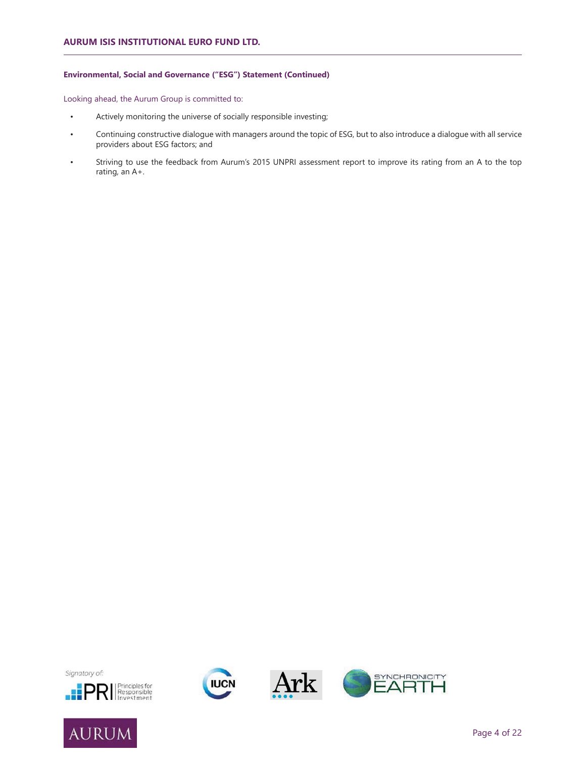**Environmental, Social and Governance ("ESG") Statement (Continued)**

Looking ahead, the Aurum Group is committed to:

- Actively monitoring the universe of socially responsible investing;
- Continuing constructive dialogue with managers around the topic of ESG, but to also introduce a dialogue with all service providers about ESG factors; and
- Striving to use the feedback from Aurum's 2015 UNPRI assessment report to improve its rating from an A to the top rating, an A+.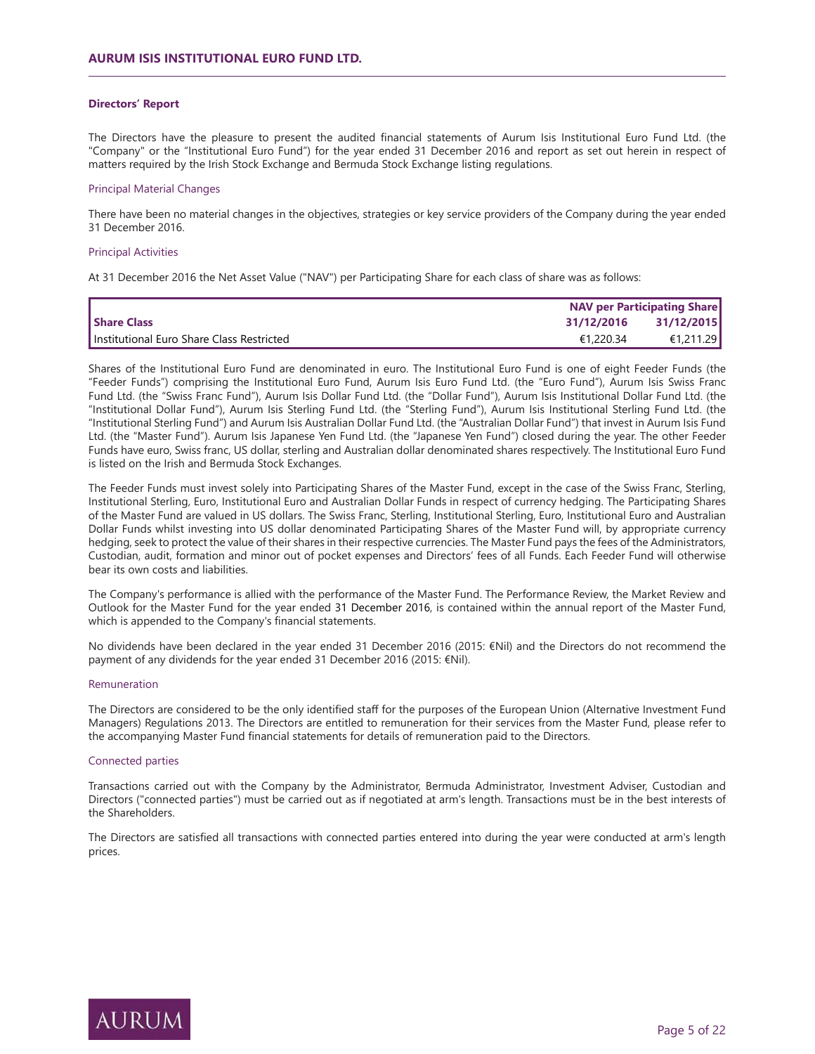## Directors' Report

The Directors have the pleasure to present the audited financial statements of Aurum Isis Institutional Euro Fund Ltd. (the "Company" or the "Institutional Euro Fund") for the year ended 31 December 2016 and report as set out herein in respect of matters required by the Irish Stock Exchange and Bermuda Stock Exchange listing regulations.

### Principal Material Changes

There have been no material changes in the objectives, strategies or key service providers of the Company during the year ended 31 December 2016.

### Principal Activities

At 31 December 2016 the Net Asset Value ("NAV") per Participating Share for each class of share was as follows:

| | NAV per Participating Share | |
|---|---|---|
| **Share Class** | **31/12/2016** | **31/12/2015** |
| Institutional Euro Share Class Restricted | €1,220.34 | €1,211.29 |

Shares of the Institutional Euro Fund are denominated in euro. The Institutional Euro Fund is one of eight Feeder Funds (the "Feeder Funds") comprising the Institutional Euro Fund, Aurum Isis Euro Fund Ltd. (the "Euro Fund"), Aurum Isis Swiss Franc Fund Ltd. (the "Swiss Franc Fund"), Aurum Isis Dollar Fund Ltd. (the "Dollar Fund"), Aurum Isis Institutional Dollar Fund Ltd. (the "Institutional Dollar Fund"), Aurum Isis Sterling Fund Ltd. (the "Sterling Fund"), Aurum Isis Institutional Sterling Fund Ltd. (the "Institutional Sterling Fund") and Aurum Isis Australian Dollar Fund Ltd. (the "Australian Dollar Fund") that invest in Aurum Isis Fund Ltd. (the "Master Fund"). Aurum Isis Japanese Yen Fund Ltd. (the "Japanese Yen Fund") closed during the year. The other Feeder Funds have euro, Swiss franc, US dollar, sterling and Australian dollar denominated shares respectively. The Institutional Euro Fund is listed on the Irish and Bermuda Stock Exchanges.

The Feeder Funds must invest solely into Participating Shares of the Master Fund, except in the case of the Swiss Franc, Sterling, Institutional Sterling, Euro, Institutional Euro and Australian Dollar Funds in respect of currency hedging. The Participating Shares of the Master Fund are valued in US dollars. The Swiss Franc, Sterling, Institutional Sterling, Euro, Institutional Euro and Australian Dollar Funds whilst investing into US dollar denominated Participating Shares of the Master Fund will, by appropriate currency hedging, seek to protect the value of their shares in their respective currencies. The Master Fund pays the fees of the Administrators, Custodian, audit, formation and minor out of pocket expenses and Directors' fees of all Funds. Each Feeder Fund will otherwise bear its own costs and liabilities.

The Company's performance is allied with the performance of the Master Fund. The Performance Review, the Market Review and Outlook for the Master Fund for the year ended 31 December 2016, is contained within the annual report of the Master Fund, which is appended to the Company's financial statements.

No dividends have been declared in the year ended 31 December 2016 (2015: €Nil) and the Directors do not recommend the payment of any dividends for the year ended 31 December 2016 (2015: €Nil).

### Remuneration

The Directors are considered to be the only identified staff for the purposes of the European Union (Alternative Investment Fund Managers) Regulations 2013. The Directors are entitled to remuneration for their services from the Master Fund, please refer to the accompanying Master Fund financial statements for details of remuneration paid to the Directors.

### Connected parties

Transactions carried out with the Company by the Administrator, Bermuda Administrator, Investment Adviser, Custodian and Directors ("connected parties") must be carried out as if negotiated at arm's length. Transactions must be in the best interests of the Shareholders.

The Directors are satisfied all transactions with connected parties entered into during the year were conducted at arm's length prices.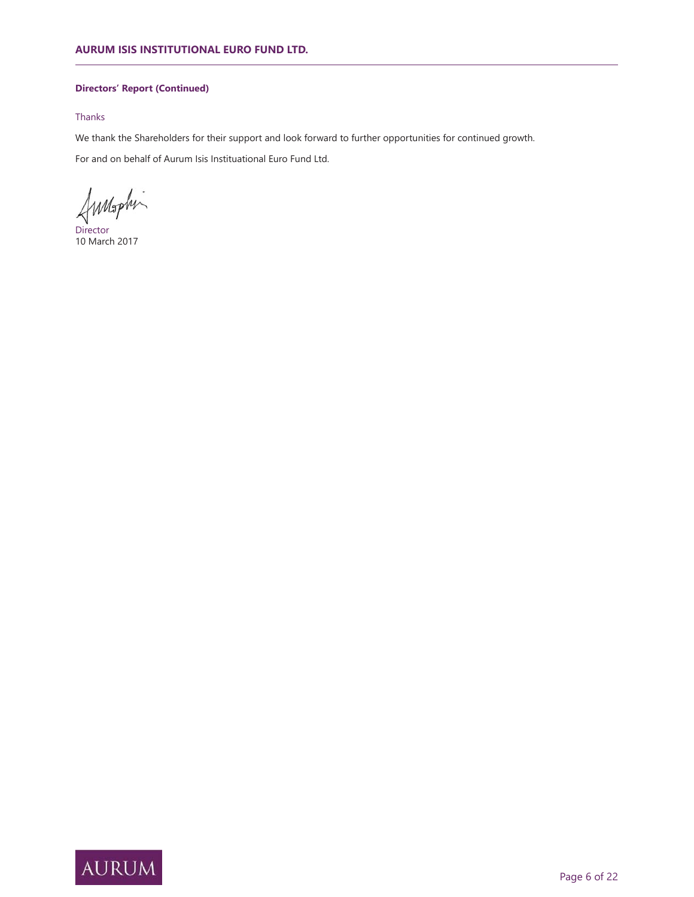**Directors' Report (Continued)**

Thanks

We thank the Shareholders for their support and look forward to further opportunities for continued growth.

For and on behalf of Aurum Isis Instituational Euro Fund Ltd.

Director
10 March 2017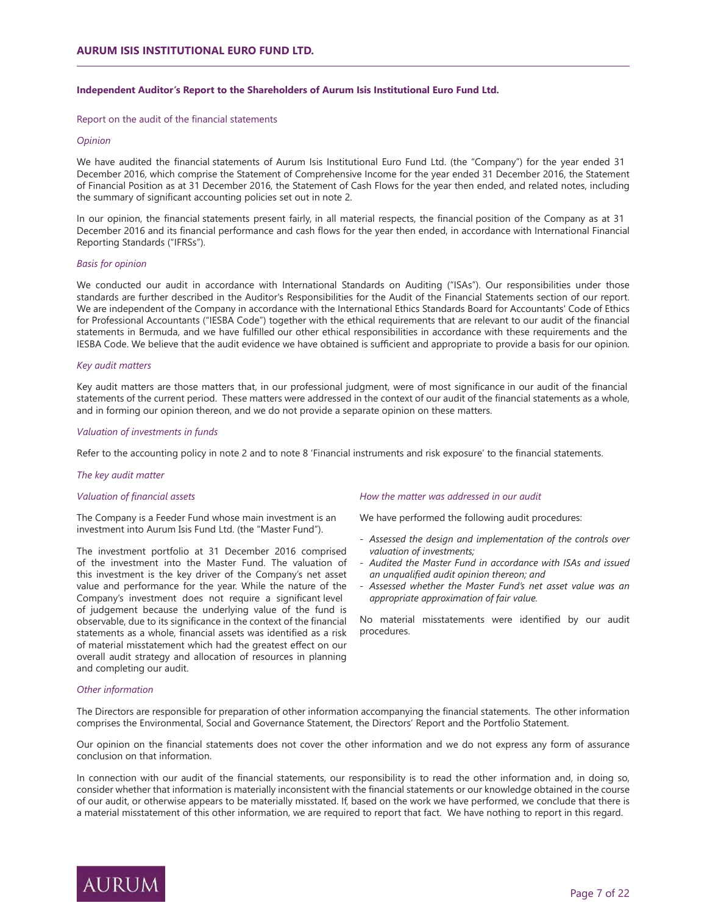## Independent Auditor's Report to the Shareholders of Aurum Isis Institutional Euro Fund Ltd.

Report on the audit of the financial statements

*Opinion*

We have audited the financial statements of Aurum Isis Institutional Euro Fund Ltd. (the "Company") for the year ended 31 December 2016, which comprise the Statement of Comprehensive Income for the year ended 31 December 2016, the Statement of Financial Position as at 31 December 2016, the Statement of Cash Flows for the year then ended, and related notes, including the summary of significant accounting policies set out in note 2.

In our opinion, the financial statements present fairly, in all material respects, the financial position of the Company as at 31 December 2016 and its financial performance and cash flows for the year then ended, in accordance with International Financial Reporting Standards ("IFRSs").

*Basis for opinion*

We conducted our audit in accordance with International Standards on Auditing ("ISAs"). Our responsibilities under those standards are further described in the Auditor's Responsibilities for the Audit of the Financial Statements section of our report. We are independent of the Company in accordance with the International Ethics Standards Board for Accountants' Code of Ethics for Professional Accountants ("IESBA Code") together with the ethical requirements that are relevant to our audit of the financial statements in Bermuda, and we have fulfilled our other ethical responsibilities in accordance with these requirements and the IESBA Code. We believe that the audit evidence we have obtained is sufficient and appropriate to provide a basis for our opinion.

*Key audit matters*

Key audit matters are those matters that, in our professional judgment, were of most significance in our audit of the financial statements of the current period. These matters were addressed in the context of our audit of the financial statements as a whole, and in forming our opinion thereon, and we do not provide a separate opinion on these matters.

*Valuation of investments in funds*

Refer to the accounting policy in note 2 and to note 8 'Financial instruments and risk exposure' to the financial statements.

*The key audit matter*

*Valuation of financial assets*

The Company is a Feeder Fund whose main investment is an investment into Aurum Isis Fund Ltd. (the "Master Fund").

The investment portfolio at 31 December 2016 comprised of the investment into the Master Fund. The valuation of this investment is the key driver of the Company's net asset value and performance for the year. While the nature of the Company's investment does not require a significant level of judgement because the underlying value of the fund is observable, due to its significance in the context of the financial statements as a whole, financial assets was identified as a risk of material misstatement which had the greatest effect on our overall audit strategy and allocation of resources in planning and completing our audit.

*How the matter was addressed in our audit*

We have performed the following audit procedures:

- *Assessed the design and implementation of the controls over valuation of investments;*
- *Audited the Master Fund in accordance with ISAs and issued an unqualified audit opinion thereon; and*
- *Assessed whether the Master Fund's net asset value was an appropriate approximation of fair value.*

No material misstatements were identified by our audit procedures.

*Other information*

The Directors are responsible for preparation of other information accompanying the financial statements. The other information comprises the Environmental, Social and Governance Statement, the Directors' Report and the Portfolio Statement.

Our opinion on the financial statements does not cover the other information and we do not express any form of assurance conclusion on that information.

In connection with our audit of the financial statements, our responsibility is to read the other information and, in doing so, consider whether that information is materially inconsistent with the financial statements or our knowledge obtained in the course of our audit, or otherwise appears to be materially misstated. If, based on the work we have performed, we conclude that there is a material misstatement of this other information, we are required to report that fact. We have nothing to report in this regard.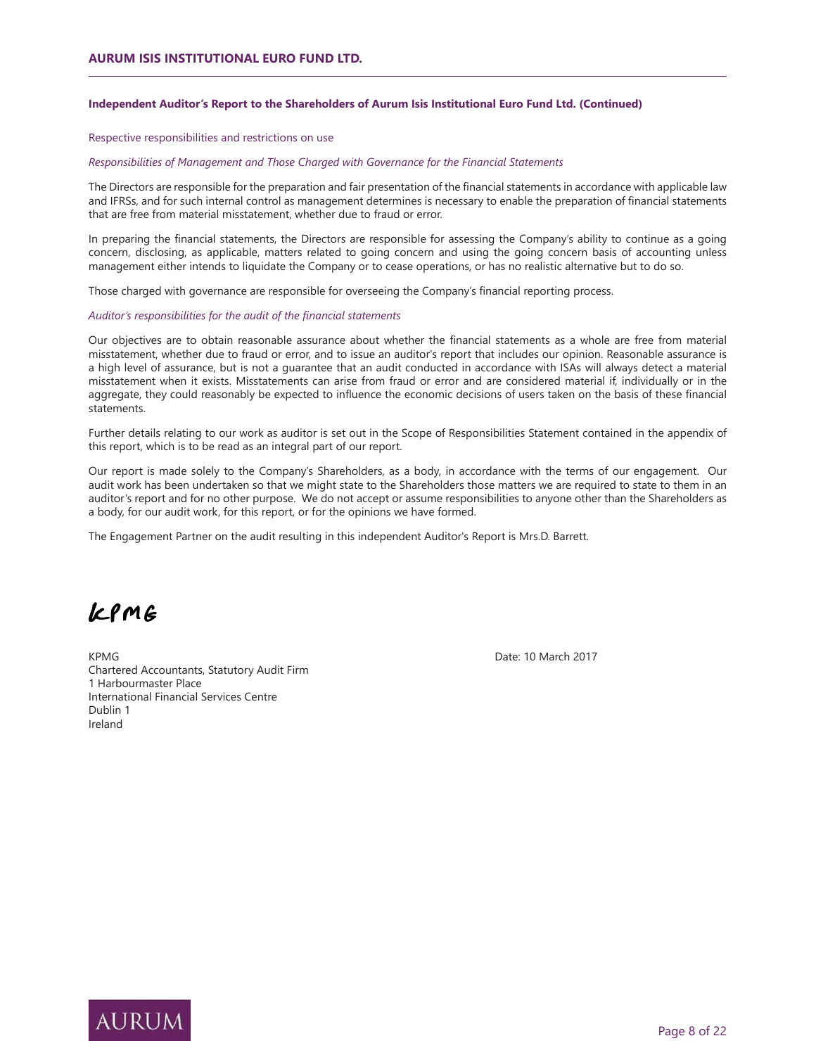### Independent Auditor's Report to the Shareholders of Aurum Isis Institutional Euro Fund Ltd. (Continued)

Respective responsibilities and restrictions on use

*Responsibilities of Management and Those Charged with Governance for the Financial Statements*

The Directors are responsible for the preparation and fair presentation of the financial statements in accordance with applicable law and IFRSs, and for such internal control as management determines is necessary to enable the preparation of financial statements that are free from material misstatement, whether due to fraud or error.

In preparing the financial statements, the Directors are responsible for assessing the Company's ability to continue as a going concern, disclosing, as applicable, matters related to going concern and using the going concern basis of accounting unless management either intends to liquidate the Company or to cease operations, or has no realistic alternative but to do so.

Those charged with governance are responsible for overseeing the Company's financial reporting process.

*Auditor's responsibilities for the audit of the financial statements*

Our objectives are to obtain reasonable assurance about whether the financial statements as a whole are free from material misstatement, whether due to fraud or error, and to issue an auditor's report that includes our opinion. Reasonable assurance is a high level of assurance, but is not a guarantee that an audit conducted in accordance with ISAs will always detect a material misstatement when it exists. Misstatements can arise from fraud or error and are considered material if, individually or in the aggregate, they could reasonably be expected to influence the economic decisions of users taken on the basis of these financial statements.

Further details relating to our work as auditor is set out in the Scope of Responsibilities Statement contained in the appendix of this report, which is to be read as an integral part of our report.

Our report is made solely to the Company's Shareholders, as a body, in accordance with the terms of our engagement. Our audit work has been undertaken so that we might state to the Shareholders those matters we are required to state to them in an auditor's report and for no other purpose. We do not accept or assume responsibilities to anyone other than the Shareholders as a body, for our audit work, for this report, or for the opinions we have formed.

The Engagement Partner on the audit resulting in this independent Auditor's Report is Mrs.D. Barrett.

KPMG

KPMG
Chartered Accountants, Statutory Audit Firm
1 Harbourmaster Place
International Financial Services Centre
Dublin 1
Ireland

Date: 10 March 2017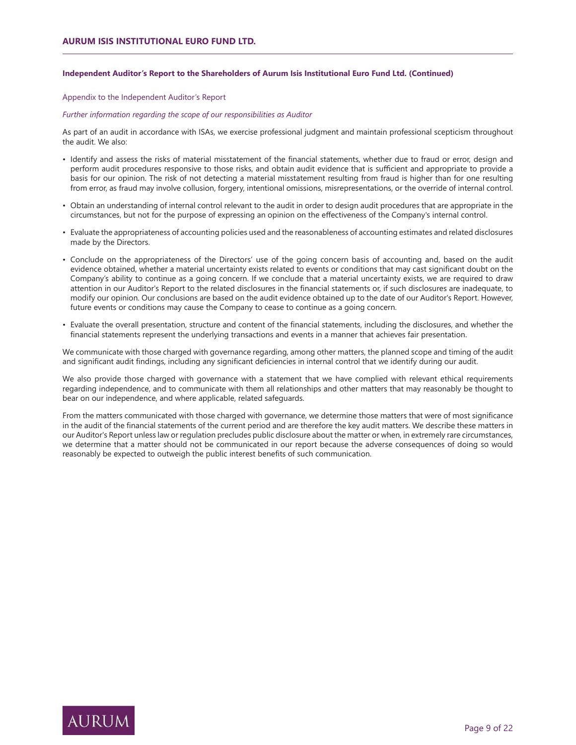### Independent Auditor's Report to the Shareholders of Aurum Isis Institutional Euro Fund Ltd. (Continued)

Appendix to the Independent Auditor's Report

*Further information regarding the scope of our responsibilities as Auditor*

As part of an audit in accordance with ISAs, we exercise professional judgment and maintain professional scepticism throughout the audit. We also:

- Identify and assess the risks of material misstatement of the financial statements, whether due to fraud or error, design and perform audit procedures responsive to those risks, and obtain audit evidence that is sufficient and appropriate to provide a basis for our opinion. The risk of not detecting a material misstatement resulting from fraud is higher than for one resulting from error, as fraud may involve collusion, forgery, intentional omissions, misrepresentations, or the override of internal control.
- Obtain an understanding of internal control relevant to the audit in order to design audit procedures that are appropriate in the circumstances, but not for the purpose of expressing an opinion on the effectiveness of the Company's internal control.
- Evaluate the appropriateness of accounting policies used and the reasonableness of accounting estimates and related disclosures made by the Directors.
- Conclude on the appropriateness of the Directors' use of the going concern basis of accounting and, based on the audit evidence obtained, whether a material uncertainty exists related to events or conditions that may cast significant doubt on the Company's ability to continue as a going concern. If we conclude that a material uncertainty exists, we are required to draw attention in our Auditor's Report to the related disclosures in the financial statements or, if such disclosures are inadequate, to modify our opinion. Our conclusions are based on the audit evidence obtained up to the date of our Auditor's Report. However, future events or conditions may cause the Company to cease to continue as a going concern.
- Evaluate the overall presentation, structure and content of the financial statements, including the disclosures, and whether the financial statements represent the underlying transactions and events in a manner that achieves fair presentation.

We communicate with those charged with governance regarding, among other matters, the planned scope and timing of the audit and significant audit findings, including any significant deficiencies in internal control that we identify during our audit.

We also provide those charged with governance with a statement that we have complied with relevant ethical requirements regarding independence, and to communicate with them all relationships and other matters that may reasonably be thought to bear on our independence, and where applicable, related safeguards.

From the matters communicated with those charged with governance, we determine those matters that were of most significance in the audit of the financial statements of the current period and are therefore the key audit matters. We describe these matters in our Auditor's Report unless law or regulation precludes public disclosure about the matter or when, in extremely rare circumstances, we determine that a matter should not be communicated in our report because the adverse consequences of doing so would reasonably be expected to outweigh the public interest benefits of such communication.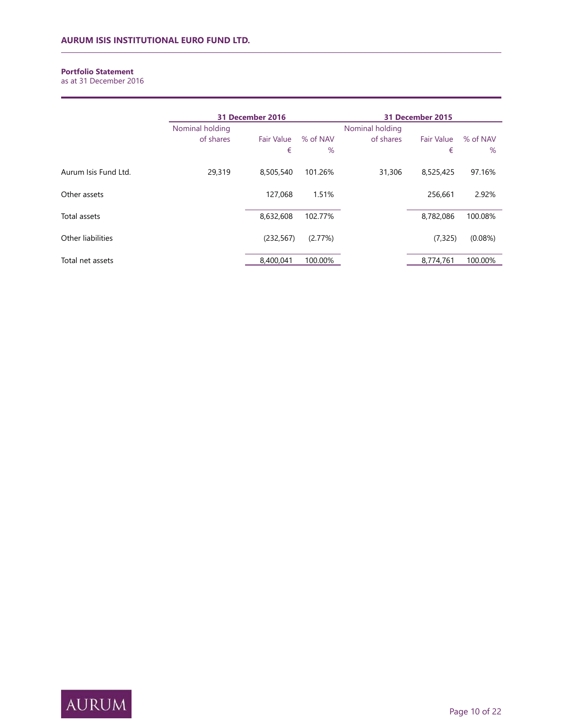## Portfolio Statement

as at 31 December 2016

| | 31 December 2016 | | | 31 December 2015 | | |
|---|---|---|---|---|---|---|
| | Nominal holding of shares | Fair Value € | % of NAV % | Nominal holding of shares | Fair Value € | % of NAV % |
| Aurum Isis Fund Ltd. | 29,319 | 8,505,540 | 101.26% | 31,306 | 8,525,425 | 97.16% |
| Other assets | | 127,068 | 1.51% | | 256,661 | 2.92% |
| Total assets | | 8,632,608 | 102.77% | | 8,782,086 | 100.08% |
| Other liabilities | | (232,567) | (2.77%) | | (7,325) | (0.08%) |
| Total net assets | | 8,400,041 | 100.00% | | 8,774,761 | 100.00% |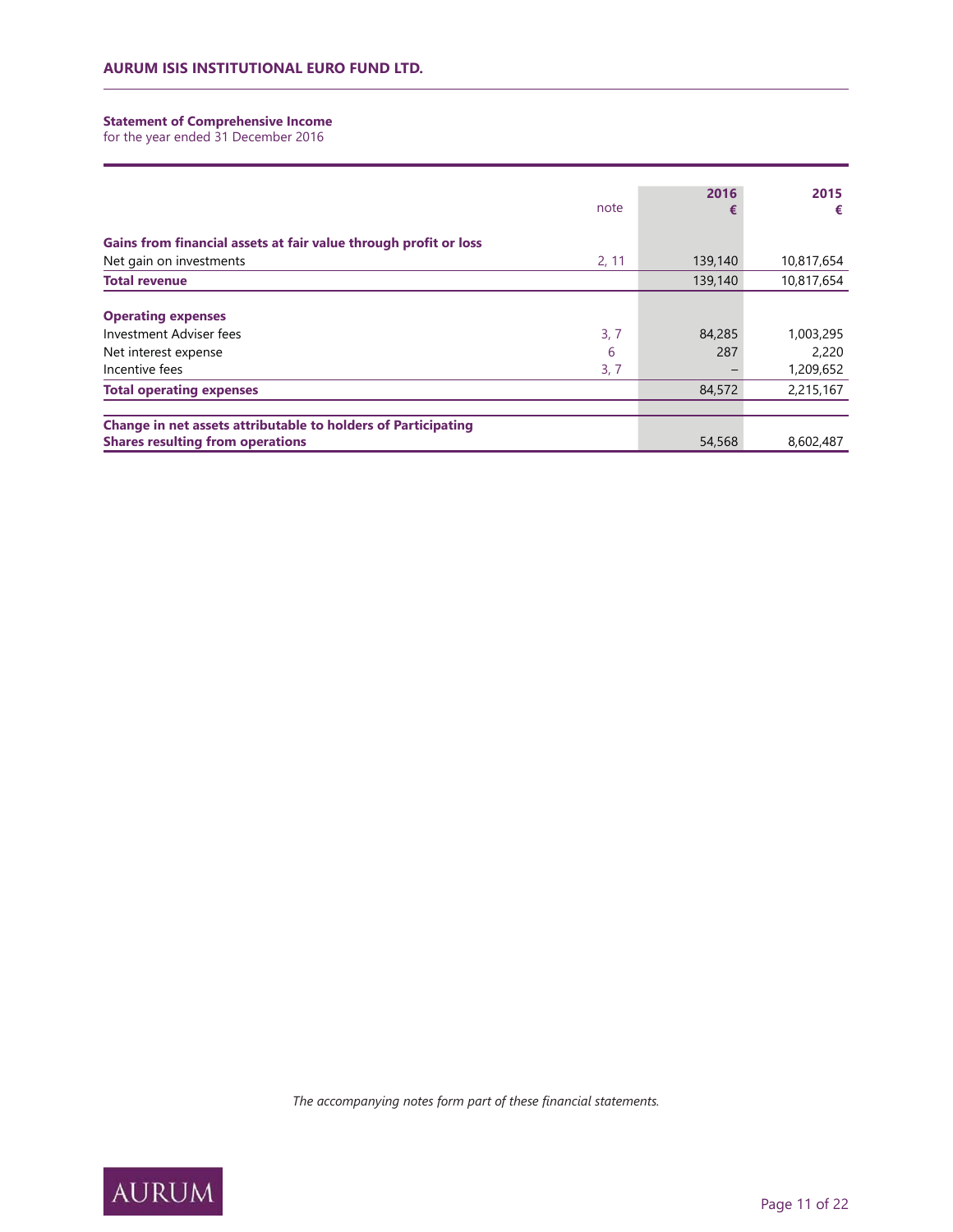## Statement of Comprehensive Income

for the year ended 31 December 2016

| | note | 2016 € | 2015 € |
|---|---|---|---|
| **Gains from financial assets at fair value through profit or loss** | | | |
| Net gain on investments | 2, 11 | 139,140 | 10,817,654 |
| **Total revenue** | | 139,140 | 10,817,654 |
| **Operating expenses** | | | |
| Investment Adviser fees | 3, 7 | 84,285 | 1,003,295 |
| Net interest expense | 6 | 287 | 2,220 |
| Incentive fees | 3, 7 | – | 1,209,652 |
| **Total operating expenses** | | 84,572 | 2,215,167 |
| **Change in net assets attributable to holders of Participating Shares resulting from operations** | | 54,568 | 8,602,487 |

*The accompanying notes form part of these financial statements.*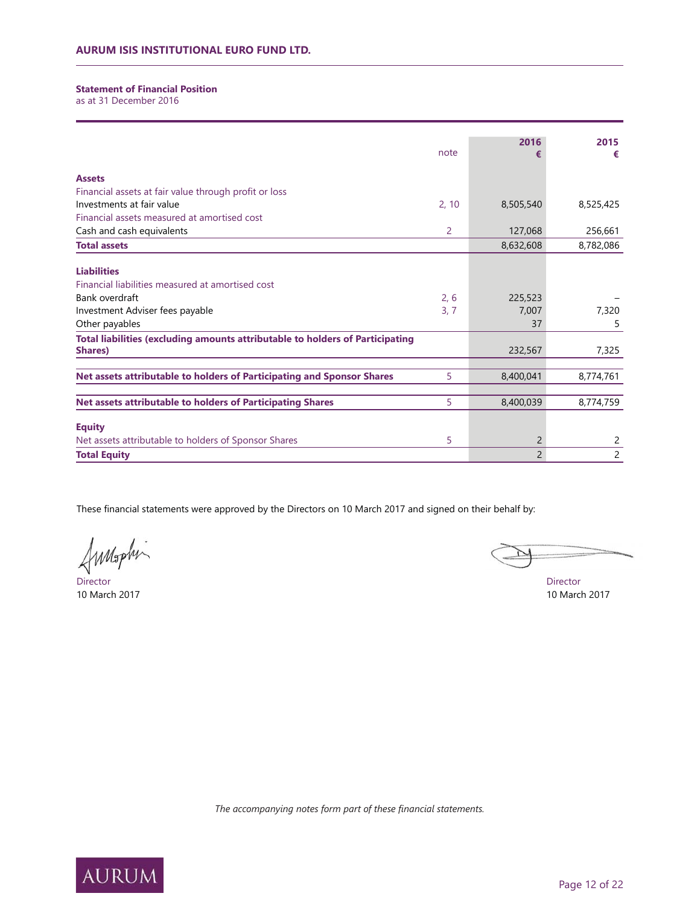**AURUM ISIS INSTITUTIONAL EURO FUND LTD.**

## Statement of Financial Position
as at 31 December 2016

| | note | 2016 € | 2015 € |
|---|---|---|---|
| **Assets** | | | |
| Financial assets at fair value through profit or loss | | | |
| Investments at fair value | 2, 10 | 8,505,540 | 8,525,425 |
| Financial assets measured at amortised cost | | | |
| Cash and cash equivalents | 2 | 127,068 | 256,661 |
| **Total assets** | | 8,632,608 | 8,782,086 |
| **Liabilities** | | | |
| Financial liabilities measured at amortised cost | | | |
| Bank overdraft | 2, 6 | 225,523 | – |
| Investment Adviser fees payable | 3, 7 | 7,007 | 7,320 |
| Other payables | | 37 | 5 |
| **Total liabilities (excluding amounts attributable to holders of Participating Shares)** | | 232,567 | 7,325 |
| **Net assets attributable to holders of Participating and Sponsor Shares** | 5 | 8,400,041 | 8,774,761 |
| **Net assets attributable to holders of Participating Shares** | 5 | 8,400,039 | 8,774,759 |
| **Equity** | | | |
| Net assets attributable to holders of Sponsor Shares | 5 | 2 | 2 |
| **Total Equity** | | 2 | 2 |

These financial statements were approved by the Directors on 10 March 2017 and signed on their behalf by:

Director
10 March 2017

Director
10 March 2017

*The accompanying notes form part of these financial statements.*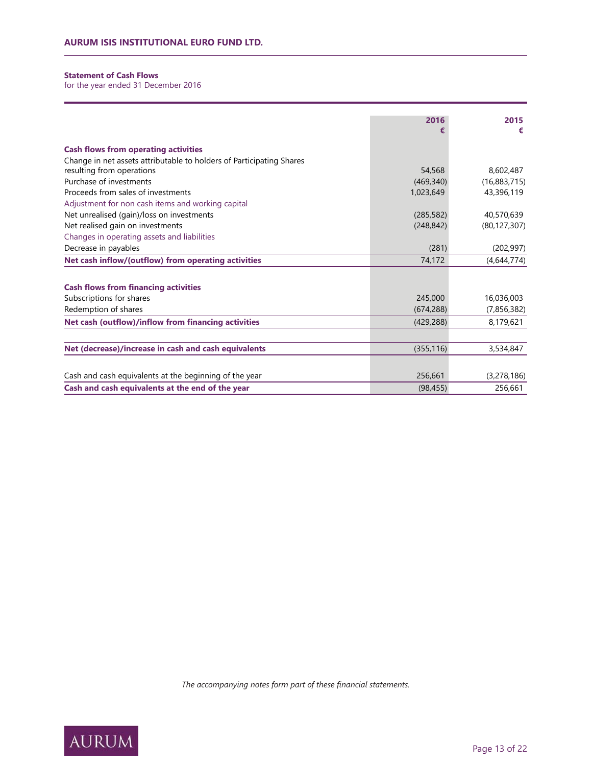**AURUM ISIS INSTITUTIONAL EURO FUND LTD.**

**Statement of Cash Flows**
for the year ended 31 December 2016

| | 2016<br>€ | 2015<br>€ |
|---|---|---|
| **Cash flows from operating activities** | | |
| Change in net assets attributable to holders of Participating Shares resulting from operations | 54,568 | 8,602,487 |
| Purchase of investments | (469,340) | (16,883,715) |
| Proceeds from sales of investments | 1,023,649 | 43,396,119 |
| Adjustment for non cash items and working capital | | |
| Net unrealised (gain)/loss on investments | (285,582) | 40,570,639 |
| Net realised gain on investments | (248,842) | (80,127,307) |
| Changes in operating assets and liabilities | | |
| Decrease in payables | (281) | (202,997) |
| **Net cash inflow/(outflow) from operating activities** | 74,172 | (4,644,774) |
| | | |
| **Cash flows from financing activities** | | |
| Subscriptions for shares | 245,000 | 16,036,003 |
| Redemption of shares | (674,288) | (7,856,382) |
| **Net cash (outflow)/inflow from financing activities** | (429,288) | 8,179,621 |
| | | |
| **Net (decrease)/increase in cash and cash equivalents** | (355,116) | 3,534,847 |
| | | |
| Cash and cash equivalents at the beginning of the year | 256,661 | (3,278,186) |
| **Cash and cash equivalents at the end of the year** | (98,455) | 256,661 |

*The accompanying notes form part of these financial statements.*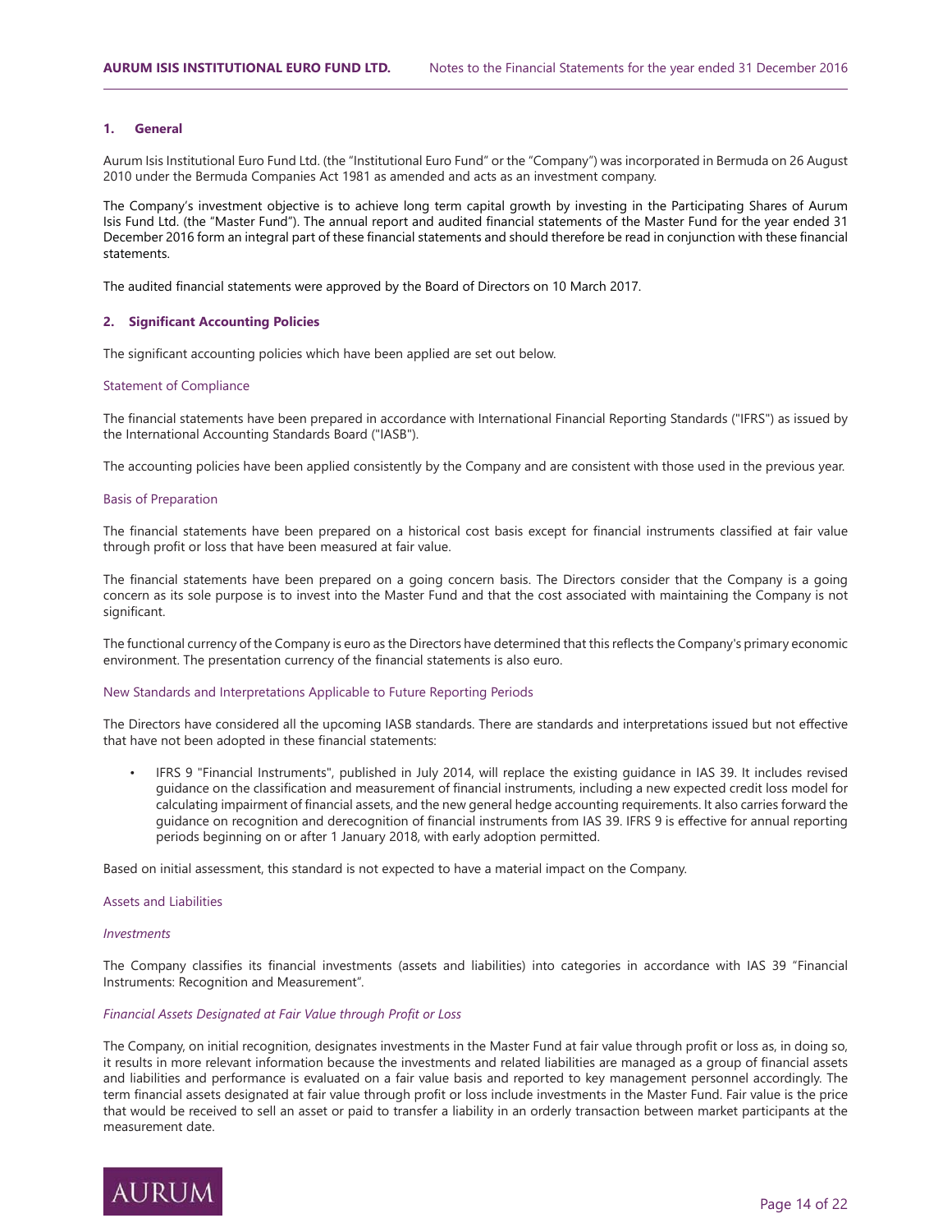## 1. General

Aurum Isis Institutional Euro Fund Ltd. (the "Institutional Euro Fund" or the "Company") was incorporated in Bermuda on 26 August 2010 under the Bermuda Companies Act 1981 as amended and acts as an investment company.

The Company's investment objective is to achieve long term capital growth by investing in the Participating Shares of Aurum Isis Fund Ltd. (the "Master Fund"). The annual report and audited financial statements of the Master Fund for the year ended 31 December 2016 form an integral part of these financial statements and should therefore be read in conjunction with these financial statements.

The audited financial statements were approved by the Board of Directors on 10 March 2017.

## 2. Significant Accounting Policies

The significant accounting policies which have been applied are set out below.

### Statement of Compliance

The financial statements have been prepared in accordance with International Financial Reporting Standards ("IFRS") as issued by the International Accounting Standards Board ("IASB").

The accounting policies have been applied consistently by the Company and are consistent with those used in the previous year.

### Basis of Preparation

The financial statements have been prepared on a historical cost basis except for financial instruments classified at fair value through profit or loss that have been measured at fair value.

The financial statements have been prepared on a going concern basis. The Directors consider that the Company is a going concern as its sole purpose is to invest into the Master Fund and that the cost associated with maintaining the Company is not significant.

The functional currency of the Company is euro as the Directors have determined that this reflects the Company's primary economic environment. The presentation currency of the financial statements is also euro.

### New Standards and Interpretations Applicable to Future Reporting Periods

The Directors have considered all the upcoming IASB standards. There are standards and interpretations issued but not effective that have not been adopted in these financial statements:

- IFRS 9 "Financial Instruments", published in July 2014, will replace the existing guidance in IAS 39. It includes revised guidance on the classification and measurement of financial instruments, including a new expected credit loss model for calculating impairment of financial assets, and the new general hedge accounting requirements. It also carries forward the guidance on recognition and derecognition of financial instruments from IAS 39. IFRS 9 is effective for annual reporting periods beginning on or after 1 January 2018, with early adoption permitted.

Based on initial assessment, this standard is not expected to have a material impact on the Company.

### Assets and Liabilities

*Investments*

The Company classifies its financial investments (assets and liabilities) into categories in accordance with IAS 39 "Financial Instruments: Recognition and Measurement".

*Financial Assets Designated at Fair Value through Profit or Loss*

The Company, on initial recognition, designates investments in the Master Fund at fair value through profit or loss as, in doing so, it results in more relevant information because the investments and related liabilities are managed as a group of financial assets and liabilities and performance is evaluated on a fair value basis and reported to key management personnel accordingly. The term financial assets designated at fair value through profit or loss include investments in the Master Fund. Fair value is the price that would be received to sell an asset or paid to transfer a liability in an orderly transaction between market participants at the measurement date.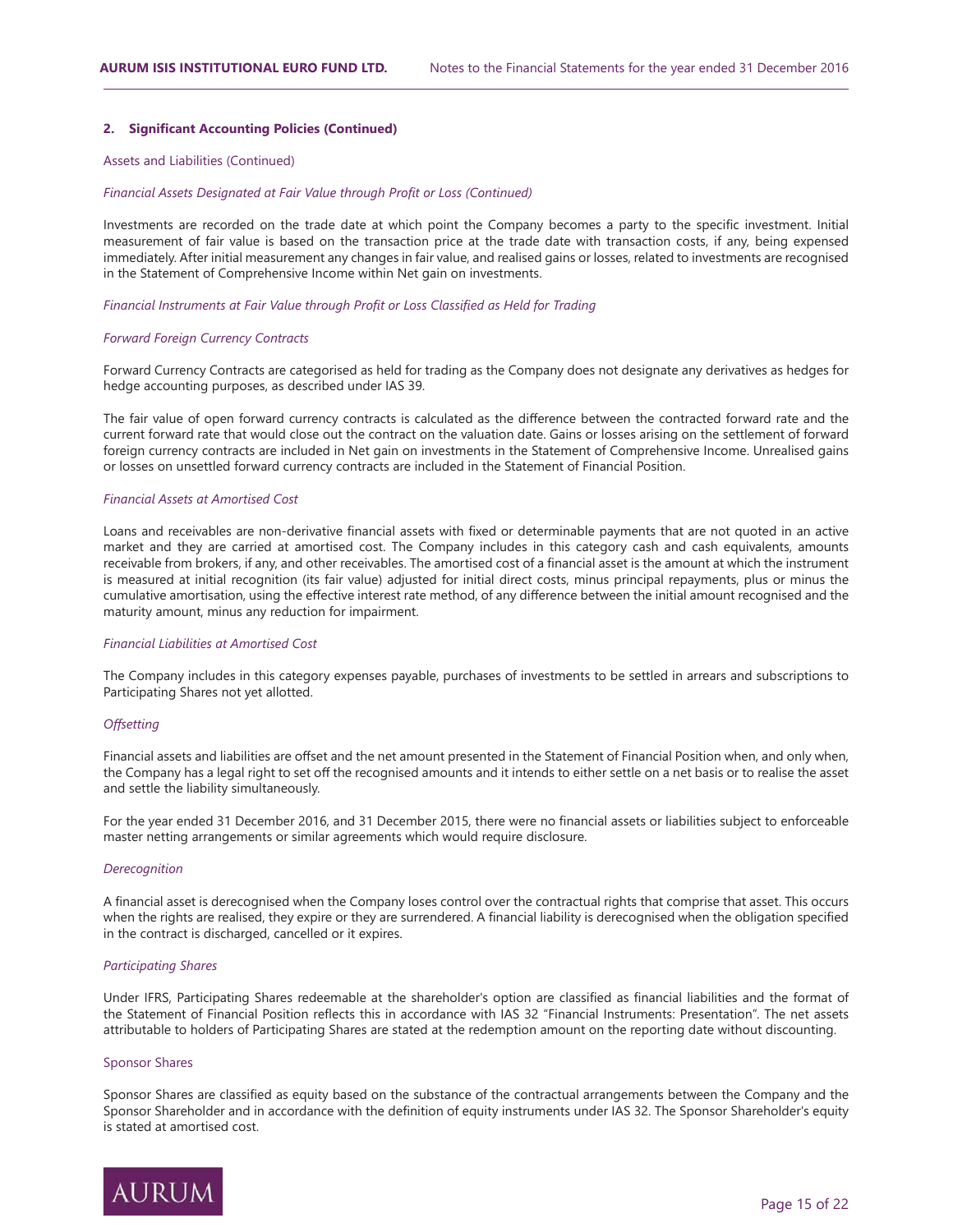## 2. Significant Accounting Policies (Continued)

### Assets and Liabilities (Continued)

*Financial Assets Designated at Fair Value through Profit or Loss (Continued)*

Investments are recorded on the trade date at which point the Company becomes a party to the specific investment. Initial measurement of fair value is based on the transaction price at the trade date with transaction costs, if any, being expensed immediately. After initial measurement any changes in fair value, and realised gains or losses, related to investments are recognised in the Statement of Comprehensive Income within Net gain on investments.

*Financial Instruments at Fair Value through Profit or Loss Classified as Held for Trading*

*Forward Foreign Currency Contracts*

Forward Currency Contracts are categorised as held for trading as the Company does not designate any derivatives as hedges for hedge accounting purposes, as described under IAS 39.

The fair value of open forward currency contracts is calculated as the difference between the contracted forward rate and the current forward rate that would close out the contract on the valuation date. Gains or losses arising on the settlement of forward foreign currency contracts are included in Net gain on investments in the Statement of Comprehensive Income. Unrealised gains or losses on unsettled forward currency contracts are included in the Statement of Financial Position.

*Financial Assets at Amortised Cost*

Loans and receivables are non-derivative financial assets with fixed or determinable payments that are not quoted in an active market and they are carried at amortised cost. The Company includes in this category cash and cash equivalents, amounts receivable from brokers, if any, and other receivables. The amortised cost of a financial asset is the amount at which the instrument is measured at initial recognition (its fair value) adjusted for initial direct costs, minus principal repayments, plus or minus the cumulative amortisation, using the effective interest rate method, of any difference between the initial amount recognised and the maturity amount, minus any reduction for impairment.

*Financial Liabilities at Amortised Cost*

The Company includes in this category expenses payable, purchases of investments to be settled in arrears and subscriptions to Participating Shares not yet allotted.

*Offsetting*

Financial assets and liabilities are offset and the net amount presented in the Statement of Financial Position when, and only when, the Company has a legal right to set off the recognised amounts and it intends to either settle on a net basis or to realise the asset and settle the liability simultaneously.

For the year ended 31 December 2016, and 31 December 2015, there were no financial assets or liabilities subject to enforceable master netting arrangements or similar agreements which would require disclosure.

*Derecognition*

A financial asset is derecognised when the Company loses control over the contractual rights that comprise that asset. This occurs when the rights are realised, they expire or they are surrendered. A financial liability is derecognised when the obligation specified in the contract is discharged, cancelled or it expires.

*Participating Shares*

Under IFRS, Participating Shares redeemable at the shareholder's option are classified as financial liabilities and the format of the Statement of Financial Position reflects this in accordance with IAS 32 "Financial Instruments: Presentation". The net assets attributable to holders of Participating Shares are stated at the redemption amount on the reporting date without discounting.

### Sponsor Shares

Sponsor Shares are classified as equity based on the substance of the contractual arrangements between the Company and the Sponsor Shareholder and in accordance with the definition of equity instruments under IAS 32. The Sponsor Shareholder's equity is stated at amortised cost.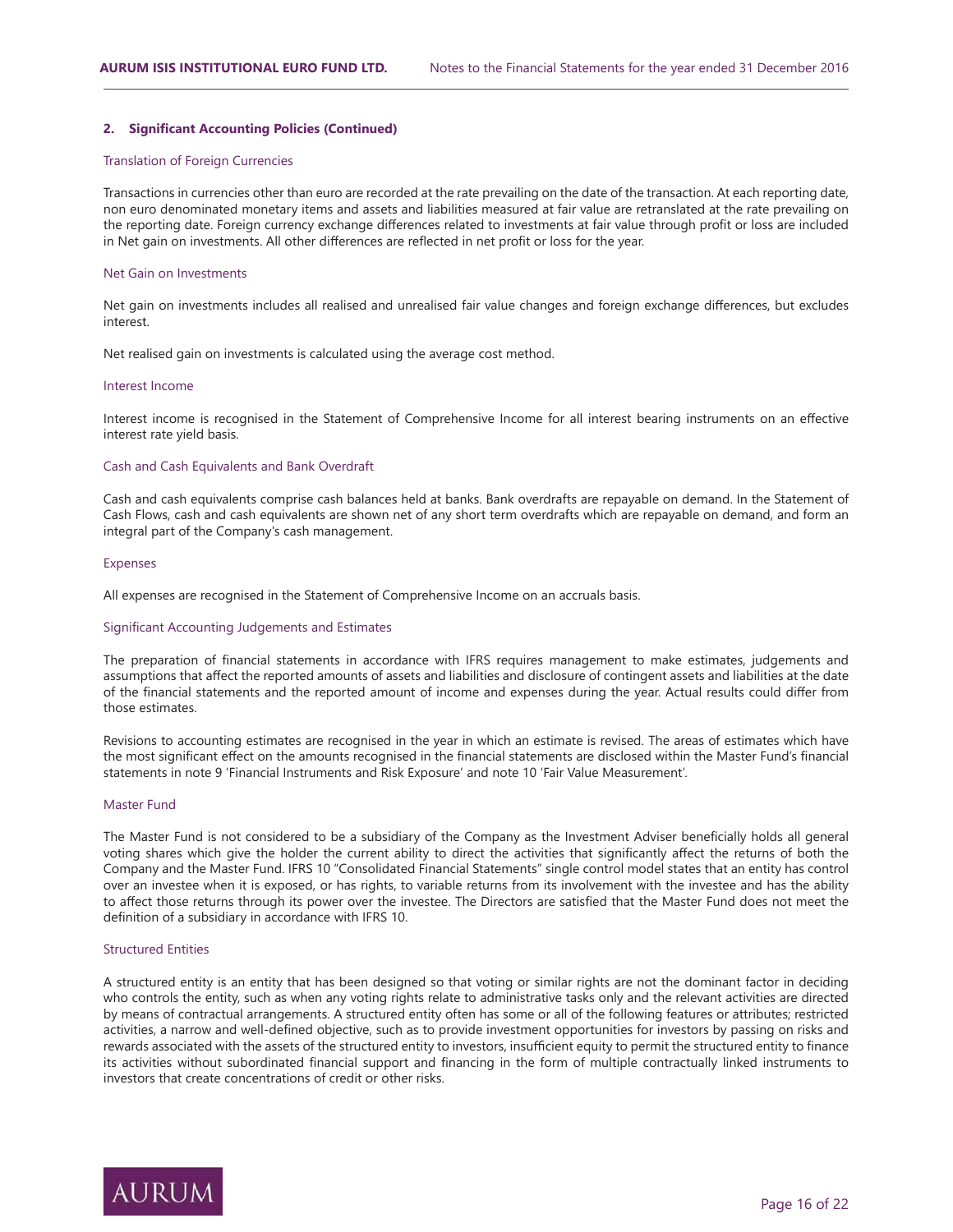## 2. Significant Accounting Policies (Continued)

### Translation of Foreign Currencies

Transactions in currencies other than euro are recorded at the rate prevailing on the date of the transaction. At each reporting date, non euro denominated monetary items and assets and liabilities measured at fair value are retranslated at the rate prevailing on the reporting date. Foreign currency exchange differences related to investments at fair value through profit or loss are included in Net gain on investments. All other differences are reflected in net profit or loss for the year.

### Net Gain on Investments

Net gain on investments includes all realised and unrealised fair value changes and foreign exchange differences, but excludes interest.

Net realised gain on investments is calculated using the average cost method.

### Interest Income

Interest income is recognised in the Statement of Comprehensive Income for all interest bearing instruments on an effective interest rate yield basis.

### Cash and Cash Equivalents and Bank Overdraft

Cash and cash equivalents comprise cash balances held at banks. Bank overdrafts are repayable on demand. In the Statement of Cash Flows, cash and cash equivalents are shown net of any short term overdrafts which are repayable on demand, and form an integral part of the Company's cash management.

### Expenses

All expenses are recognised in the Statement of Comprehensive Income on an accruals basis.

### Significant Accounting Judgements and Estimates

The preparation of financial statements in accordance with IFRS requires management to make estimates, judgements and assumptions that affect the reported amounts of assets and liabilities and disclosure of contingent assets and liabilities at the date of the financial statements and the reported amount of income and expenses during the year. Actual results could differ from those estimates.

Revisions to accounting estimates are recognised in the year in which an estimate is revised. The areas of estimates which have the most significant effect on the amounts recognised in the financial statements are disclosed within the Master Fund's financial statements in note 9 'Financial Instruments and Risk Exposure' and note 10 'Fair Value Measurement'.

### Master Fund

The Master Fund is not considered to be a subsidiary of the Company as the Investment Adviser beneficially holds all general voting shares which give the holder the current ability to direct the activities that significantly affect the returns of both the Company and the Master Fund. IFRS 10 "Consolidated Financial Statements" single control model states that an entity has control over an investee when it is exposed, or has rights, to variable returns from its involvement with the investee and has the ability to affect those returns through its power over the investee. The Directors are satisfied that the Master Fund does not meet the definition of a subsidiary in accordance with IFRS 10.

### Structured Entities

A structured entity is an entity that has been designed so that voting or similar rights are not the dominant factor in deciding who controls the entity, such as when any voting rights relate to administrative tasks only and the relevant activities are directed by means of contractual arrangements. A structured entity often has some or all of the following features or attributes; restricted activities, a narrow and well-defined objective, such as to provide investment opportunities for investors by passing on risks and rewards associated with the assets of the structured entity to investors, insufficient equity to permit the structured entity to finance its activities without subordinated financial support and financing in the form of multiple contractually linked instruments to investors that create concentrations of credit or other risks.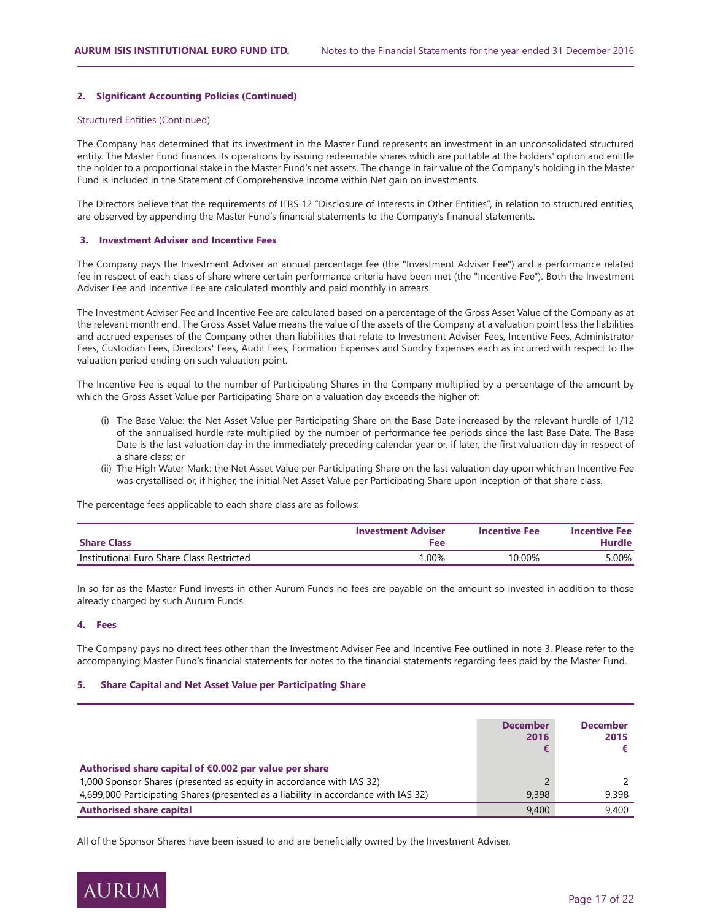## 2. Significant Accounting Policies (Continued)

### Structured Entities (Continued)

The Company has determined that its investment in the Master Fund represents an investment in an unconsolidated structured entity. The Master Fund finances its operations by issuing redeemable shares which are puttable at the holders' option and entitle the holder to a proportional stake in the Master Fund's net assets. The change in fair value of the Company's holding in the Master Fund is included in the Statement of Comprehensive Income within Net gain on investments.

The Directors believe that the requirements of IFRS 12 "Disclosure of Interests in Other Entities", in relation to structured entities, are observed by appending the Master Fund's financial statements to the Company's financial statements.

## 3. Investment Adviser and Incentive Fees

The Company pays the Investment Adviser an annual percentage fee (the "Investment Adviser Fee") and a performance related fee in respect of each class of share where certain performance criteria have been met (the "Incentive Fee"). Both the Investment Adviser Fee and Incentive Fee are calculated monthly and paid monthly in arrears.

The Investment Adviser Fee and Incentive Fee are calculated based on a percentage of the Gross Asset Value of the Company as at the relevant month end. The Gross Asset Value means the value of the assets of the Company at a valuation point less the liabilities and accrued expenses of the Company other than liabilities that relate to Investment Adviser Fees, Incentive Fees, Administrator Fees, Custodian Fees, Directors' Fees, Audit Fees, Formation Expenses and Sundry Expenses each as incurred with respect to the valuation period ending on such valuation point.

The Incentive Fee is equal to the number of Participating Shares in the Company multiplied by a percentage of the amount by which the Gross Asset Value per Participating Share on a valuation day exceeds the higher of:

(i) The Base Value: the Net Asset Value per Participating Share on the Base Date increased by the relevant hurdle of 1/12 of the annualised hurdle rate multiplied by the number of performance fee periods since the last Base Date. The Base Date is the last valuation day in the immediately preceding calendar year or, if later, the first valuation day in respect of a share class; or

(ii) The High Water Mark: the Net Asset Value per Participating Share on the last valuation day upon which an Incentive Fee was crystallised or, if higher, the initial Net Asset Value per Participating Share upon inception of that share class.

The percentage fees applicable to each share class are as follows:

| Share Class | Investment Adviser Fee | Incentive Fee | Incentive Fee Hurdle |
|---|---|---|---|
| Institutional Euro Share Class Restricted | 1.00% | 10.00% | 5.00% |

In so far as the Master Fund invests in other Aurum Funds no fees are payable on the amount so invested in addition to those already charged by such Aurum Funds.

## 4. Fees

The Company pays no direct fees other than the Investment Adviser Fee and Incentive Fee outlined in note 3. Please refer to the accompanying Master Fund's financial statements for notes to the financial statements regarding fees paid by the Master Fund.

## 5. Share Capital and Net Asset Value per Participating Share

| | December 2016 € | December 2015 € |
|---|---|---|
| **Authorised share capital of €0.002 par value per share** | | |
| 1,000 Sponsor Shares (presented as equity in accordance with IAS 32) | 2 | 2 |
| 4,699,000 Participating Shares (presented as a liability in accordance with IAS 32) | 9,398 | 9,398 |
| **Authorised share capital** | 9,400 | 9,400 |

All of the Sponsor Shares have been issued to and are beneficially owned by the Investment Adviser.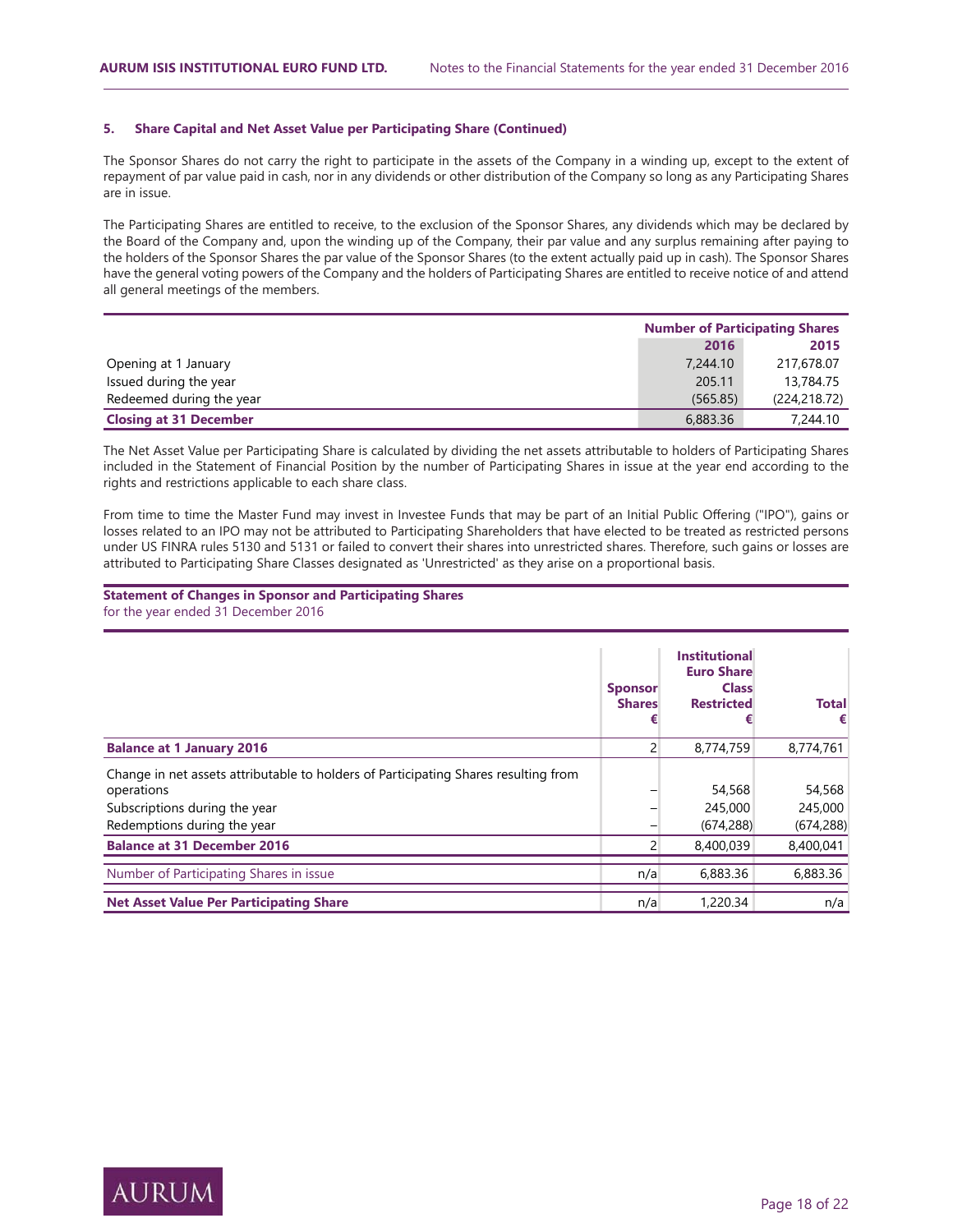### 5. Share Capital and Net Asset Value per Participating Share (Continued)

The Sponsor Shares do not carry the right to participate in the assets of the Company in a winding up, except to the extent of repayment of par value paid in cash, nor in any dividends or other distribution of the Company so long as any Participating Shares are in issue.

The Participating Shares are entitled to receive, to the exclusion of the Sponsor Shares, any dividends which may be declared by the Board of the Company and, upon the winding up of the Company, their par value and any surplus remaining after paying to the holders of the Sponsor Shares the par value of the Sponsor Shares (to the extent actually paid up in cash). The Sponsor Shares have the general voting powers of the Company and the holders of Participating Shares are entitled to receive notice of and attend all general meetings of the members.

| | Number of Participating Shares | |
|---|---|---|
| | **2016** | **2015** |
| Opening at 1 January | 7,244.10 | 217,678.07 |
| Issued during the year | 205.11 | 13,784.75 |
| Redeemed during the year | (565.85) | (224,218.72) |
| **Closing at 31 December** | 6,883.36 | 7,244.10 |

The Net Asset Value per Participating Share is calculated by dividing the net assets attributable to holders of Participating Shares included in the Statement of Financial Position by the number of Participating Shares in issue at the year end according to the rights and restrictions applicable to each share class.

From time to time the Master Fund may invest in Investee Funds that may be part of an Initial Public Offering ("IPO"), gains or losses related to an IPO may not be attributed to Participating Shareholders that have elected to be treated as restricted persons under US FINRA rules 5130 and 5131 or failed to convert their shares into unrestricted shares. Therefore, such gains or losses are attributed to Participating Share Classes designated as 'Unrestricted' as they arise on a proportional basis.

**Statement of Changes in Sponsor and Participating Shares**
for the year ended 31 December 2016

| | Sponsor Shares € | Institutional Euro Share Class Restricted € | Total € |
|---|---|---|---|
| **Balance at 1 January 2016** | 2 | 8,774,759 | 8,774,761 |
| Change in net assets attributable to holders of Participating Shares resulting from operations | – | 54,568 | 54,568 |
| Subscriptions during the year | – | 245,000 | 245,000 |
| Redemptions during the year | – | (674,288) | (674,288) |
| **Balance at 31 December 2016** | 2 | 8,400,039 | 8,400,041 |
| Number of Participating Shares in issue | n/a | 6,883.36 | 6,883.36 |
| **Net Asset Value Per Participating Share** | n/a | 1,220.34 | n/a |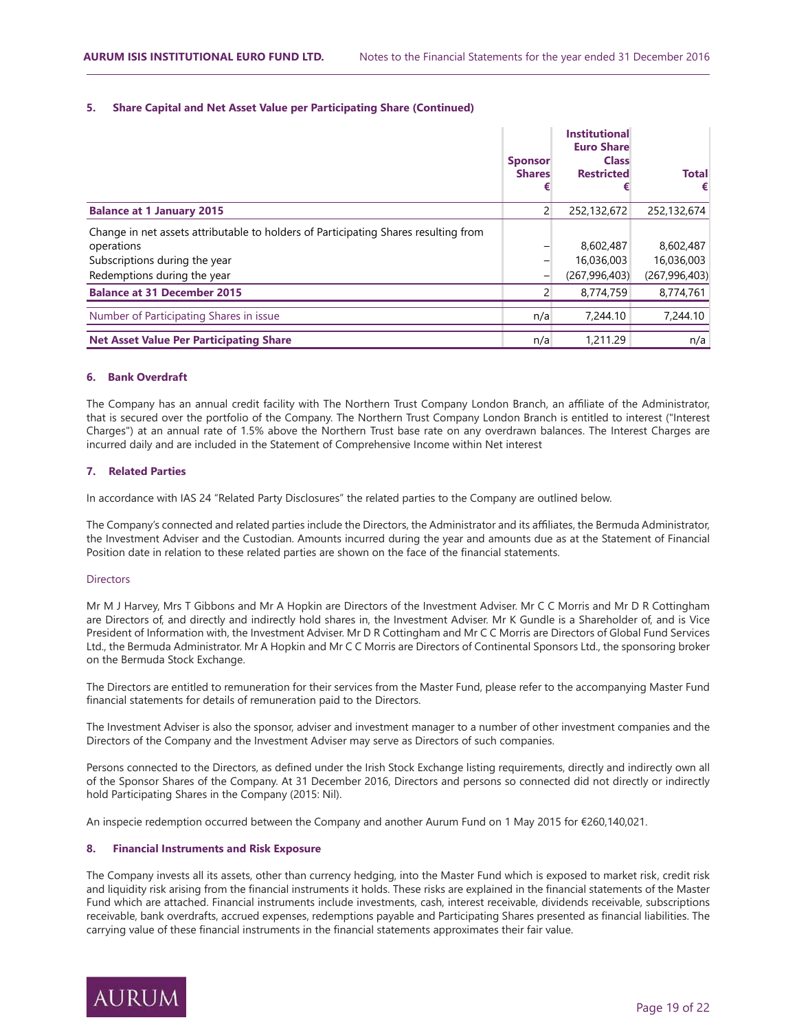## 5. Share Capital and Net Asset Value per Participating Share (Continued)

| | Sponsor Shares € | Institutional Euro Share Class Restricted € | Total € |
|---|---|---|---|
| **Balance at 1 January 2015** | 2 | 252,132,672 | 252,132,674 |
| Change in net assets attributable to holders of Participating Shares resulting from operations | – | 8,602,487 | 8,602,487 |
| Subscriptions during the year | – | 16,036,003 | 16,036,003 |
| Redemptions during the year | – | (267,996,403) | (267,996,403) |
| **Balance at 31 December 2015** | 2 | 8,774,759 | 8,774,761 |
| Number of Participating Shares in issue | n/a | 7,244.10 | 7,244.10 |
| **Net Asset Value Per Participating Share** | n/a | 1,211.29 | n/a |

## 6. Bank Overdraft

The Company has an annual credit facility with The Northern Trust Company London Branch, an affiliate of the Administrator, that is secured over the portfolio of the Company. The Northern Trust Company London Branch is entitled to interest ("Interest Charges") at an annual rate of 1.5% above the Northern Trust base rate on any overdrawn balances. The Interest Charges are incurred daily and are included in the Statement of Comprehensive Income within Net interest

## 7. Related Parties

In accordance with IAS 24 "Related Party Disclosures" the related parties to the Company are outlined below.

The Company's connected and related parties include the Directors, the Administrator and its affiliates, the Bermuda Administrator, the Investment Adviser and the Custodian. Amounts incurred during the year and amounts due as at the Statement of Financial Position date in relation to these related parties are shown on the face of the financial statements.

### Directors

Mr M J Harvey, Mrs T Gibbons and Mr A Hopkin are Directors of the Investment Adviser. Mr C C Morris and Mr D R Cottingham are Directors of, and directly and indirectly hold shares in, the Investment Adviser. Mr K Gundle is a Shareholder of, and is Vice President of Information with, the Investment Adviser. Mr D R Cottingham and Mr C C Morris are Directors of Global Fund Services Ltd., the Bermuda Administrator. Mr A Hopkin and Mr C C Morris are Directors of Continental Sponsors Ltd., the sponsoring broker on the Bermuda Stock Exchange.

The Directors are entitled to remuneration for their services from the Master Fund, please refer to the accompanying Master Fund financial statements for details of remuneration paid to the Directors.

The Investment Adviser is also the sponsor, adviser and investment manager to a number of other investment companies and the Directors of the Company and the Investment Adviser may serve as Directors of such companies.

Persons connected to the Directors, as defined under the Irish Stock Exchange listing requirements, directly and indirectly own all of the Sponsor Shares of the Company. At 31 December 2016, Directors and persons so connected did not directly or indirectly hold Participating Shares in the Company (2015: Nil).

An inspecie redemption occurred between the Company and another Aurum Fund on 1 May 2015 for €260,140,021.

## 8. Financial Instruments and Risk Exposure

The Company invests all its assets, other than currency hedging, into the Master Fund which is exposed to market risk, credit risk and liquidity risk arising from the financial instruments it holds. These risks are explained in the financial statements of the Master Fund which are attached. Financial instruments include investments, cash, interest receivable, dividends receivable, subscriptions receivable, bank overdrafts, accrued expenses, redemptions payable and Participating Shares presented as financial liabilities. The carrying value of these financial instruments in the financial statements approximates their fair value.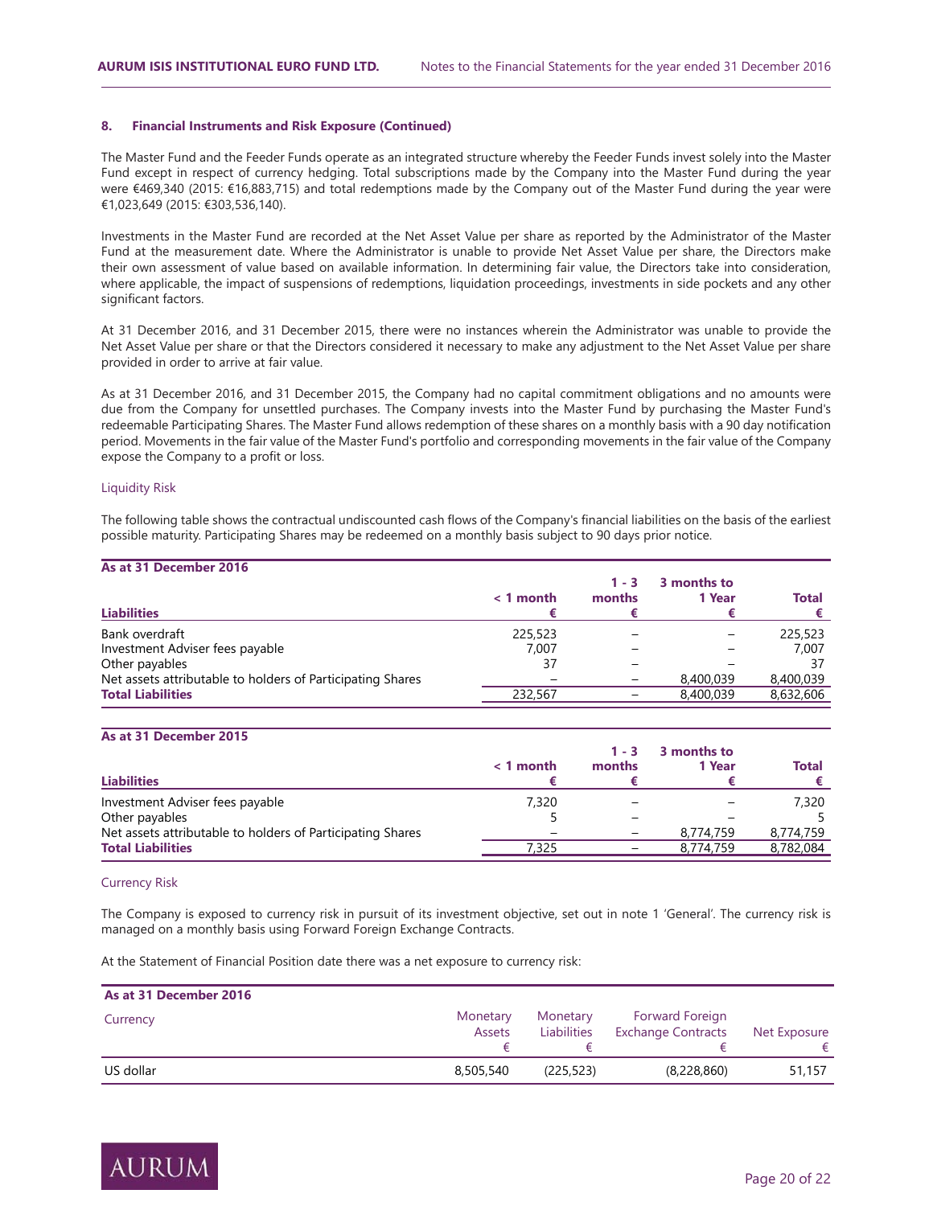### 8. Financial Instruments and Risk Exposure (Continued)

The Master Fund and the Feeder Funds operate as an integrated structure whereby the Feeder Funds invest solely into the Master Fund except in respect of currency hedging. Total subscriptions made by the Company into the Master Fund during the year were €469,340 (2015: €16,883,715) and total redemptions made by the Company out of the Master Fund during the year were €1,023,649 (2015: €303,536,140).

Investments in the Master Fund are recorded at the Net Asset Value per share as reported by the Administrator of the Master Fund at the measurement date. Where the Administrator is unable to provide Net Asset Value per share, the Directors make their own assessment of value based on available information. In determining fair value, the Directors take into consideration, where applicable, the impact of suspensions of redemptions, liquidation proceedings, investments in side pockets and any other significant factors.

At 31 December 2016, and 31 December 2015, there were no instances wherein the Administrator was unable to provide the Net Asset Value per share or that the Directors considered it necessary to make any adjustment to the Net Asset Value per share provided in order to arrive at fair value.

As at 31 December 2016, and 31 December 2015, the Company had no capital commitment obligations and no amounts were due from the Company for unsettled purchases. The Company invests into the Master Fund by purchasing the Master Fund's redeemable Participating Shares. The Master Fund allows redemption of these shares on a monthly basis with a 90 day notification period. Movements in the fair value of the Master Fund's portfolio and corresponding movements in the fair value of the Company expose the Company to a profit or loss.

#### Liquidity Risk

The following table shows the contractual undiscounted cash flows of the Company's financial liabilities on the basis of the earliest possible maturity. Participating Shares may be redeemed on a monthly basis subject to 90 days prior notice.

**As at 31 December 2016**

| Liabilities | < 1 month € | 1 - 3 months € | 3 months to 1 Year € | Total € |
|---|---|---|---|---|
| Bank overdraft | 225,523 | – | – | 225,523 |
| Investment Adviser fees payable | 7,007 | – | – | 7,007 |
| Other payables | 37 | – | – | 37 |
| Net assets attributable to holders of Participating Shares | – | – | 8,400,039 | 8,400,039 |
| **Total Liabilities** | 232,567 | – | 8,400,039 | 8,632,606 |

**As at 31 December 2015**

| Liabilities | < 1 month € | 1 - 3 months € | 3 months to 1 Year € | Total € |
|---|---|---|---|---|
| Investment Adviser fees payable | 7,320 | – | – | 7,320 |
| Other payables | 5 | – | – | 5 |
| Net assets attributable to holders of Participating Shares | – | – | 8,774,759 | 8,774,759 |
| **Total Liabilities** | 7,325 | – | 8,774,759 | 8,782,084 |

#### Currency Risk

The Company is exposed to currency risk in pursuit of its investment objective, set out in note 1 'General'. The currency risk is managed on a monthly basis using Forward Foreign Exchange Contracts.

At the Statement of Financial Position date there was a net exposure to currency risk:

**As at 31 December 2016**

| Currency | Monetary Assets € | Monetary Liabilities € | Forward Foreign Exchange Contracts € | Net Exposure € |
|---|---|---|---|---|
| US dollar | 8,505,540 | (225,523) | (8,228,860) | 51,157 |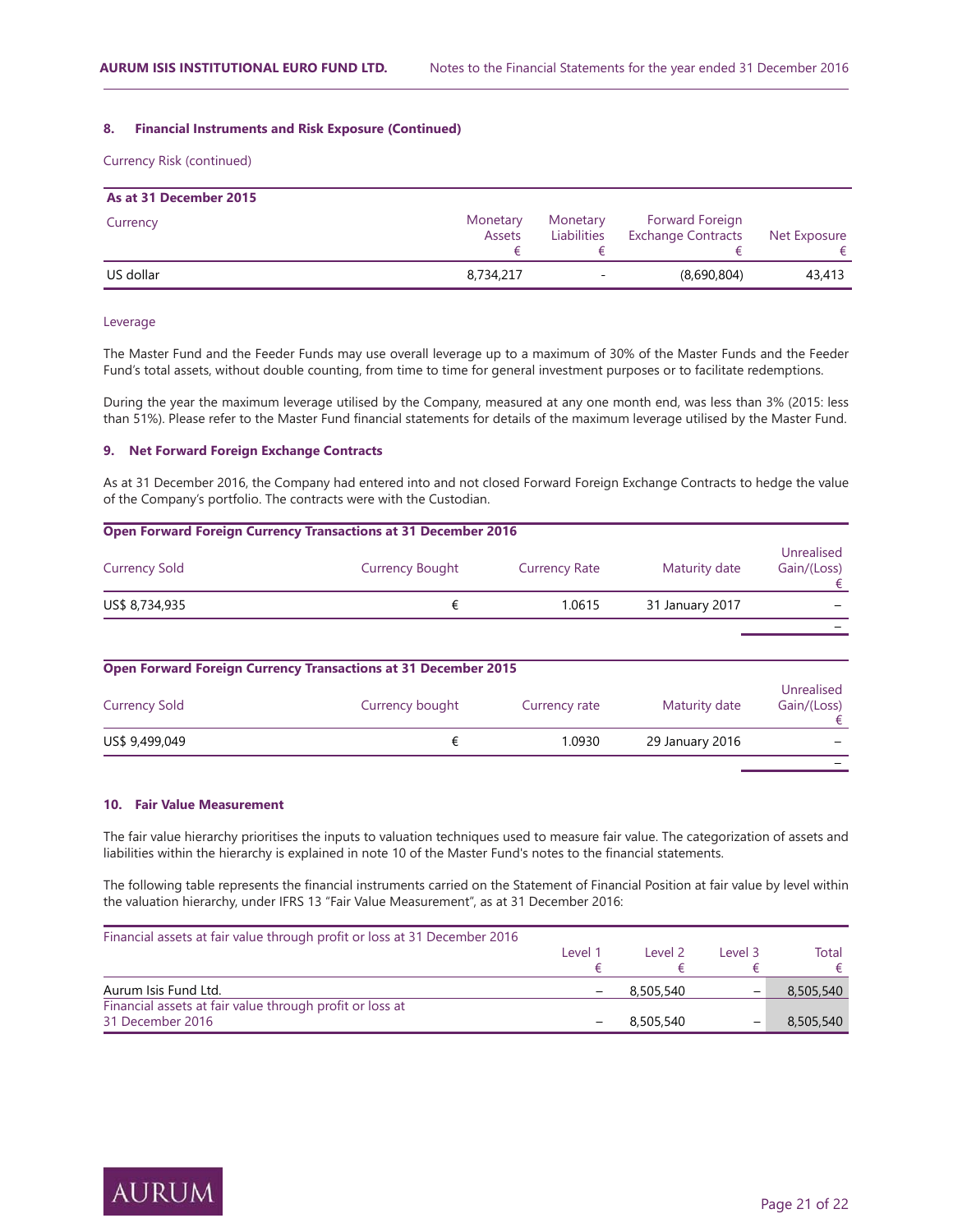### 8. Financial Instruments and Risk Exposure (Continued)

Currency Risk (continued)

| As at 31 December 2015 | | | | |
|---|---|---|---|---|
| Currency | Monetary Assets € | Monetary Liabilities € | Forward Foreign Exchange Contracts € | Net Exposure € |
| US dollar | 8,734,217 | - | (8,690,804) | 43,413 |

Leverage

The Master Fund and the Feeder Funds may use overall leverage up to a maximum of 30% of the Master Funds and the Feeder Fund's total assets, without double counting, from time to time for general investment purposes or to facilitate redemptions.

During the year the maximum leverage utilised by the Company, measured at any one month end, was less than 3% (2015: less than 51%). Please refer to the Master Fund financial statements for details of the maximum leverage utilised by the Master Fund.

### 9. Net Forward Foreign Exchange Contracts

As at 31 December 2016, the Company had entered into and not closed Forward Foreign Exchange Contracts to hedge the value of the Company's portfolio. The contracts were with the Custodian.

**Open Forward Foreign Currency Transactions at 31 December 2016**

| Currency Sold | Currency Bought | Currency Rate | Maturity date | Unrealised Gain/(Loss) € |
|---|---|---|---|---|
| US$ 8,734,935 | € | 1.0615 | 31 January 2017 | – |
| | | | | – |

**Open Forward Foreign Currency Transactions at 31 December 2015**

| Currency Sold | Currency bought | Currency rate | Maturity date | Unrealised Gain/(Loss) € |
|---|---|---|---|---|
| US$ 9,499,049 | € | 1.0930 | 29 January 2016 | – |
| | | | | – |

### 10. Fair Value Measurement

The fair value hierarchy prioritises the inputs to valuation techniques used to measure fair value. The categorization of assets and liabilities within the hierarchy is explained in note 10 of the Master Fund's notes to the financial statements.

The following table represents the financial instruments carried on the Statement of Financial Position at fair value by level within the valuation hierarchy, under IFRS 13 "Fair Value Measurement", as at 31 December 2016:

| Financial assets at fair value through profit or loss at 31 December 2016 | Level 1 € | Level 2 € | Level 3 € | Total € |
|---|---|---|---|---|
| Aurum Isis Fund Ltd. | – | 8,505,540 | – | 8,505,540 |
| Financial assets at fair value through profit or loss at 31 December 2016 | – | 8,505,540 | – | 8,505,540 |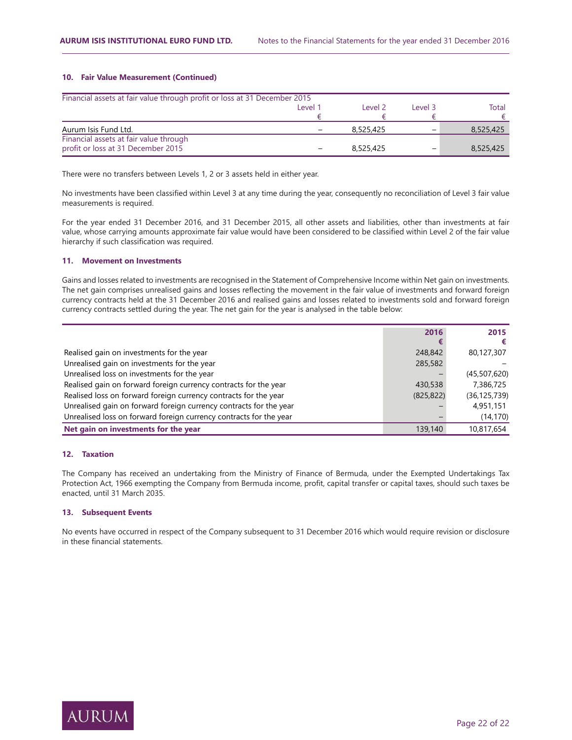### 10. Fair Value Measurement (Continued)

| Financial assets at fair value through profit or loss at 31 December 2015 | Level 1<br>€ | Level 2<br>€ | Level 3<br>€ | Total<br>€ |
|---|---|---|---|---|
| Aurum Isis Fund Ltd. | – | 8,525,425 | – | 8,525,425 |
| Financial assets at fair value through profit or loss at 31 December 2015 | – | 8,525,425 | – | 8,525,425 |

There were no transfers between Levels 1, 2 or 3 assets held in either year.

No investments have been classified within Level 3 at any time during the year, consequently no reconciliation of Level 3 fair value measurements is required.

For the year ended 31 December 2016, and 31 December 2015, all other assets and liabilities, other than investments at fair value, whose carrying amounts approximate fair value would have been considered to be classified within Level 2 of the fair value hierarchy if such classification was required.

### 11. Movement on Investments

Gains and losses related to investments are recognised in the Statement of Comprehensive Income within Net gain on investments. The net gain comprises unrealised gains and losses reflecting the movement in the fair value of investments and forward foreign currency contracts held at the 31 December 2016 and realised gains and losses related to investments sold and forward foreign currency contracts settled during the year. The net gain for the year is analysed in the table below:

| | 2016<br>€ | 2015<br>€ |
|---|---|---|
| Realised gain on investments for the year | 248,842 | 80,127,307 |
| Unrealised gain on investments for the year | 285,582 | – |
| Unrealised loss on investments for the year | – | (45,507,620) |
| Realised gain on forward foreign currency contracts for the year | 430,538 | 7,386,725 |
| Realised loss on forward foreign currency contracts for the year | (825,822) | (36,125,739) |
| Unrealised gain on forward foreign currency contracts for the year | – | 4,951,151 |
| Unrealised loss on forward foreign currency contracts for the year | – | (14,170) |
| **Net gain on investments for the year** | 139,140 | 10,817,654 |

### 12. Taxation

The Company has received an undertaking from the Ministry of Finance of Bermuda, under the Exempted Undertakings Tax Protection Act, 1966 exempting the Company from Bermuda income, profit, capital transfer or capital taxes, should such taxes be enacted, until 31 March 2035.

### 13. Subsequent Events

No events have occurred in respect of the Company subsequent to 31 December 2016 which would require revision or disclosure in these financial statements.